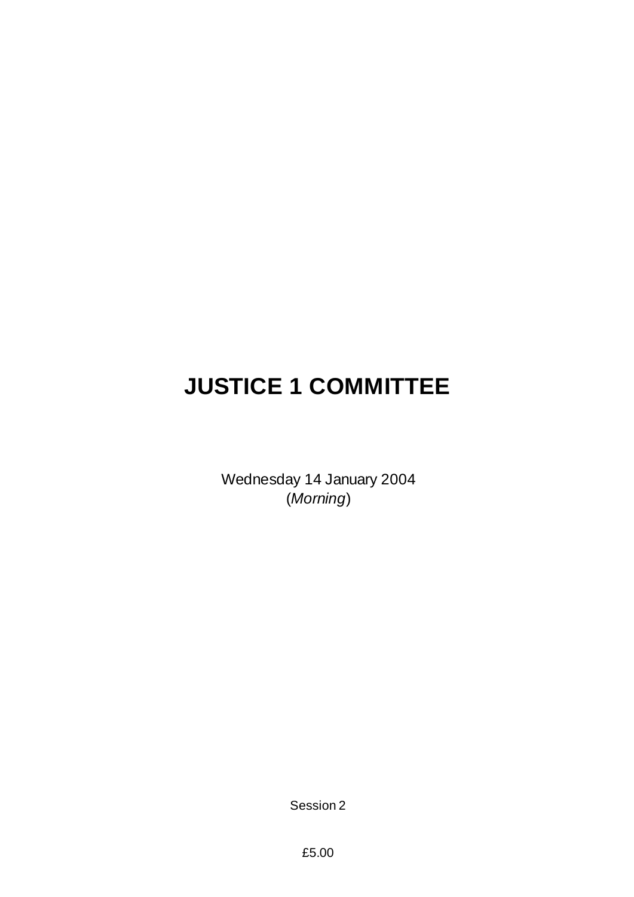# JUSTICE 1 COMMITTEE

Wednesday 14 January 2004
(*Morning*)

Session 2

£5.00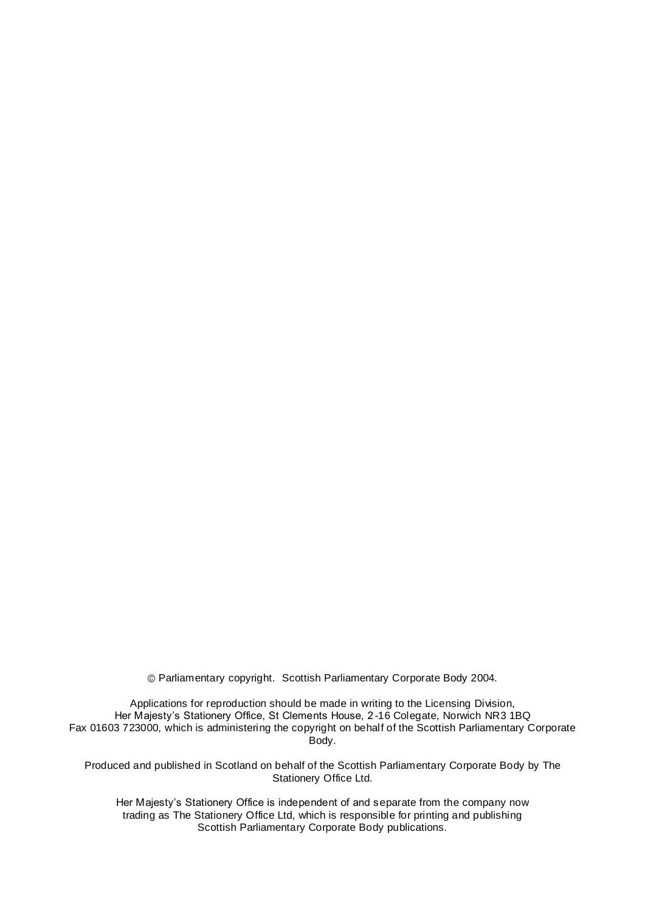© Parliamentary copyright. Scottish Parliamentary Corporate Body 2004.

Applications for reproduction should be made in writing to the Licensing Division, Her Majesty's Stationery Office, St Clements House, 2-16 Colegate, Norwich NR3 1BQ Fax 01603 723000, which is administering the copyright on behalf of the Scottish Parliamentary Corporate Body.

Produced and published in Scotland on behalf of the Scottish Parliamentary Corporate Body by The Stationery Office Ltd.

Her Majesty's Stationery Office is independent of and separate from the company now trading as The Stationery Office Ltd, which is responsible for printing and publishing Scottish Parliamentary Corporate Body publications.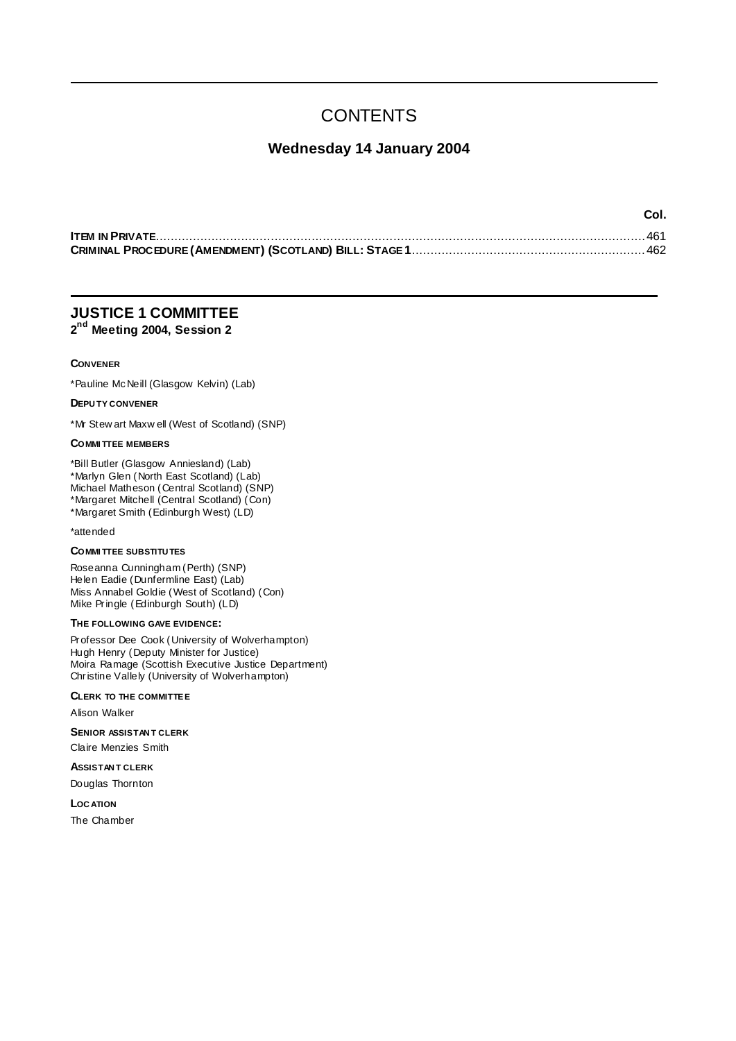# CONTENTS

## Wednesday 14 January 2004

| | Col. |
|---|---|
| **ITEM IN PRIVATE** | 461 |
| **CRIMINAL PROCEDURE (AMENDMENT) (SCOTLAND) BILL: STAGE 1** | 462 |

## JUSTICE 1 COMMITTEE

**2nd Meeting 2004, Session 2**

**CONVENER**

*Pauline McNeill (Glasgow Kelvin) (Lab)

**DEPUTY CONVENER**

*Mr Stewart Maxwell (West of Scotland) (SNP)

**COMMITTEE MEMBERS**

*Bill Butler (Glasgow Anniesland) (Lab)
*Marlyn Glen (North East Scotland) (Lab)
Michael Matheson (Central Scotland) (SNP)
*Margaret Mitchell (Central Scotland) (Con)
*Margaret Smith (Edinburgh West) (LD)

*attended

**COMMITTEE SUBSTITUTES**

Roseanna Cunningham (Perth) (SNP)
Helen Eadie (Dunfermline East) (Lab)
Miss Annabel Goldie (West of Scotland) (Con)
Mike Pringle (Edinburgh South) (LD)

**THE FOLLOWING GAVE EVIDENCE:**

Professor Dee Cook (University of Wolverhampton)
Hugh Henry (Deputy Minister for Justice)
Moira Ramage (Scottish Executive Justice Department)
Christine Vallely (University of Wolverhampton)

**CLERK TO THE COMMITTEE**

Alison Walker

**SENIOR ASSISTANT CLERK**

Claire Menzies Smith

**ASSISTANT CLERK**

Douglas Thornton

**LOCATION**

The Chamber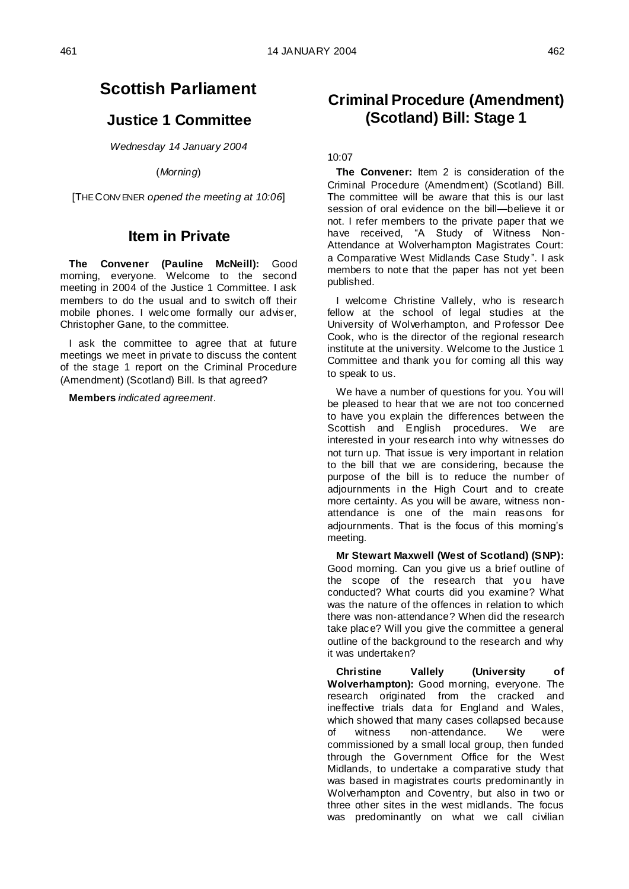# Scottish Parliament

## Justice 1 Committee

*Wednesday 14 January 2004*

(*Morning*)

[THE CONVENER *opened the meeting at 10:06*]

## Item in Private

**The Convener (Pauline McNeill):** Good morning, everyone. Welcome to the second meeting in 2004 of the Justice 1 Committee. I ask members to do the usual and to switch off their mobile phones. I welcome formally our adviser, Christopher Gane, to the committee.

I ask the committee to agree that at future meetings we meet in private to discuss the content of the stage 1 report on the Criminal Procedure (Amendment) (Scotland) Bill. Is that agreed?

**Members** *indicated agreement*.

## Criminal Procedure (Amendment) (Scotland) Bill: Stage 1

10:07

**The Convener:** Item 2 is consideration of the Criminal Procedure (Amendment) (Scotland) Bill. The committee will be aware that this is our last session of oral evidence on the bill—believe it or not. I refer members to the private paper that we have received, "A Study of Witness Non-Attendance at Wolverhampton Magistrates Court: a Comparative West Midlands Case Study". I ask members to note that the paper has not yet been published.

I welcome Christine Vallely, who is research fellow at the school of legal studies at the University of Wolverhampton, and Professor Dee Cook, who is the director of the regional research institute at the university. Welcome to the Justice 1 Committee and thank you for coming all this way to speak to us.

We have a number of questions for you. You will be pleased to hear that we are not too concerned to have you explain the differences between the Scottish and English procedures. We are interested in your research into why witnesses do not turn up. That issue is very important in relation to the bill that we are considering, because the purpose of the bill is to reduce the number of adjournments in the High Court and to create more certainty. As you will be aware, witness non-attendance is one of the main reasons for adjournments. That is the focus of this morning's meeting.

**Mr Stewart Maxwell (West of Scotland) (SNP):** Good morning. Can you give us a brief outline of the scope of the research that you have conducted? What courts did you examine? What was the nature of the offences in relation to which there was non-attendance? When did the research take place? Will you give the committee a general outline of the background to the research and why it was undertaken?

**Christine Vallely (University of Wolverhampton):** Good morning, everyone. The research originated from the cracked and ineffective trials data for England and Wales, which showed that many cases collapsed because of witness non-attendance. We were commissioned by a small local group, then funded through the Government Office for the West Midlands, to undertake a comparative study that was based in magistrates courts predominantly in Wolverhampton and Coventry, but also in two or three other sites in the west midlands. The focus was predominantly on what we call civilian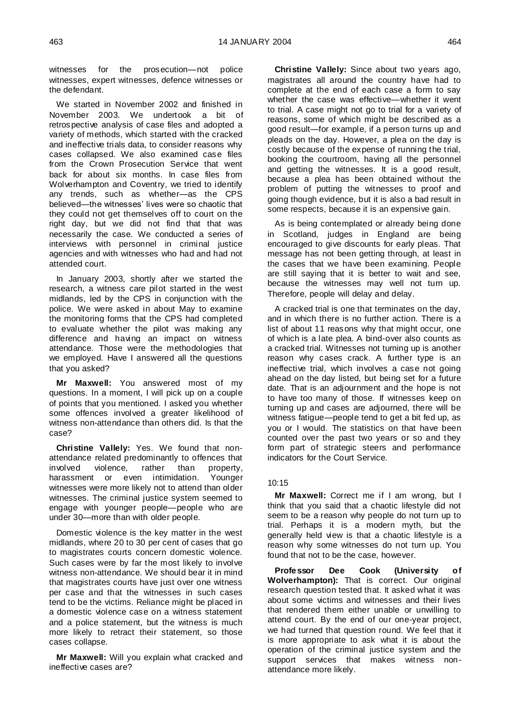witnesses for the prosecution—not police witnesses, expert witnesses, defence witnesses or the defendant.

We started in November 2002 and finished in November 2003. We undertook a bit of retrospective analysis of case files and adopted a variety of methods, which started with the cracked and ineffective trials data, to consider reasons why cases collapsed. We also examined case files from the Crown Prosecution Service that went back for about six months. In case files from Wolverhampton and Coventry, we tried to identify any trends, such as whether—as the CPS believed—the witnesses' lives were so chaotic that they could not get themselves off to court on the right day, but we did not find that that was necessarily the case. We conducted a series of interviews with personnel in criminal justice agencies and with witnesses who had and had not attended court.

In January 2003, shortly after we started the research, a witness care pilot started in the west midlands, led by the CPS in conjunction with the police. We were asked in about May to examine the monitoring forms that the CPS had completed to evaluate whether the pilot was making any difference and having an impact on witness attendance. Those were the methodologies that we employed. Have I answered all the questions that you asked?

**Mr Maxwell:** You answered most of my questions. In a moment, I will pick up on a couple of points that you mentioned. I asked you whether some offences involved a greater likelihood of witness non-attendance than others did. Is that the case?

**Christine Vallely:** Yes. We found that non-attendance related predominantly to offences that involved violence, rather than property, harassment or even intimidation. Younger witnesses were more likely not to attend than older witnesses. The criminal justice system seemed to engage with younger people—people who are under 30—more than with older people.

Domestic violence is the key matter in the west midlands, where 20 to 30 per cent of cases that go to magistrates courts concern domestic violence. Such cases were by far the most likely to involve witness non-attendance. We should bear it in mind that magistrates courts have just over one witness per case and that the witnesses in such cases tend to be the victims. Reliance might be placed in a domestic violence case on a witness statement and a police statement, but the witness is much more likely to retract their statement, so those cases collapse.

**Mr Maxwell:** Will you explain what cracked and ineffective cases are?

**Christine Vallely:** Since about two years ago, magistrates all around the country have had to complete at the end of each case a form to say whether the case was effective—whether it went to trial. A case might not go to trial for a variety of reasons, some of which might be described as a good result—for example, if a person turns up and pleads on the day. However, a plea on the day is costly because of the expense of running the trial, booking the courtroom, having all the personnel and getting the witnesses. It is a good result, because a plea has been obtained without the problem of putting the witnesses to proof and going though evidence, but it is also a bad result in some respects, because it is an expensive gain.

As is being contemplated or already being done in Scotland, judges in England are being encouraged to give discounts for early pleas. That message has not been getting through, at least in the cases that we have been examining. People are still saying that it is better to wait and see, because the witnesses may well not turn up. Therefore, people will delay and delay.

A cracked trial is one that terminates on the day, and in which there is no further action. There is a list of about 11 reasons why that might occur, one of which is a late plea. A bind-over also counts as a cracked trial. Witnesses not turning up is another reason why cases crack. A further type is an ineffective trial, which involves a case not going ahead on the day listed, but being set for a future date. That is an adjournment and the hope is not to have too many of those. If witnesses keep on turning up and cases are adjourned, there will be witness fatigue—people tend to get a bit fed up, as you or I would. The statistics on that have been counted over the past two years or so and they form part of strategic steers and performance indicators for the Court Service.

10:15

**Mr Maxwell:** Correct me if I am wrong, but I think that you said that a chaotic lifestyle did not seem to be a reason why people do not turn up to trial. Perhaps it is a modern myth, but the generally held view is that a chaotic lifestyle is a reason why some witnesses do not turn up. You found that not to be the case, however.

**Professor Dee Cook (University of Wolverhampton):** That is correct. Our original research question tested that. It asked what it was about some victims and witnesses and their lives that rendered them either unable or unwilling to attend court. By the end of our one-year project, we had turned that question round. We feel that it is more appropriate to ask what it is about the operation of the criminal justice system and the support services that makes witness non-attendance more likely.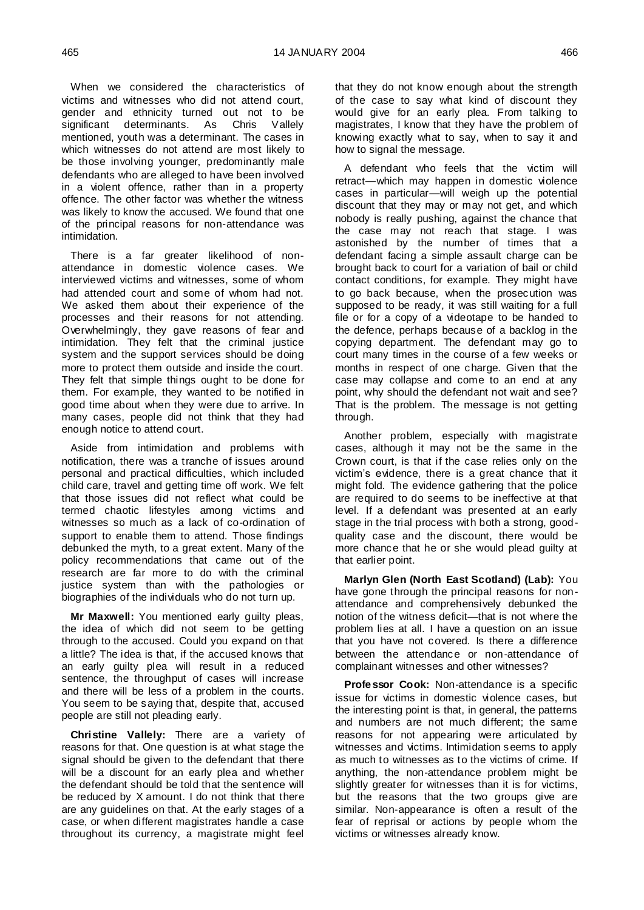When we considered the characteristics of victims and witnesses who did not attend court, gender and ethnicity turned out not to be significant determinants. As Chris Vallely mentioned, youth was a determinant. The cases in which witnesses do not attend are most likely to be those involving younger, predominantly male defendants who are alleged to have been involved in a violent offence, rather than in a property offence. The other factor was whether the witness was likely to know the accused. We found that one of the principal reasons for non-attendance was intimidation.

There is a far greater likelihood of non-attendance in domestic violence cases. We interviewed victims and witnesses, some of whom had attended court and some of whom had not. We asked them about their experience of the processes and their reasons for not attending. Overwhelmingly, they gave reasons of fear and intimidation. They felt that the criminal justice system and the support services should be doing more to protect them outside and inside the court. They felt that simple things ought to be done for them. For example, they wanted to be notified in good time about when they were due to arrive. In many cases, people did not think that they had enough notice to attend court.

Aside from intimidation and problems with notification, there was a tranche of issues around personal and practical difficulties, which included child care, travel and getting time off work. We felt that those issues did not reflect what could be termed chaotic lifestyles among victims and witnesses so much as a lack of co-ordination of support to enable them to attend. Those findings debunked the myth, to a great extent. Many of the policy recommendations that came out of the research are far more to do with the criminal justice system than with the pathologies or biographies of the individuals who do not turn up.

**Mr Maxwell:** You mentioned early guilty pleas, the idea of which did not seem to be getting through to the accused. Could you expand on that a little? The idea is that, if the accused knows that an early guilty plea will result in a reduced sentence, the throughput of cases will increase and there will be less of a problem in the courts. You seem to be saying that, despite that, accused people are still not pleading early.

**Christine Vallely:** There are a variety of reasons for that. One question is at what stage the signal should be given to the defendant that there will be a discount for an early plea and whether the defendant should be told that the sentence will be reduced by X amount. I do not think that there are any guidelines on that. At the early stages of a case, or when different magistrates handle a case throughout its currency, a magistrate might feel that they do not know enough about the strength of the case to say what kind of discount they would give for an early plea. From talking to magistrates, I know that they have the problem of knowing exactly what to say, when to say it and how to signal the message.

A defendant who feels that the victim will retract—which may happen in domestic violence cases in particular—will weigh up the potential discount that they may or may not get, and which nobody is really pushing, against the chance that the case may not reach that stage. I was astonished by the number of times that a defendant facing a simple assault charge can be brought back to court for a variation of bail or child contact conditions, for example. They might have to go back because, when the prosecution was supposed to be ready, it was still waiting for a full file or for a copy of a videotape to be handed to the defence, perhaps because of a backlog in the copying department. The defendant may go to court many times in the course of a few weeks or months in respect of one charge. Given that the case may collapse and come to an end at any point, why should the defendant not wait and see? That is the problem. The message is not getting through.

Another problem, especially with magistrate cases, although it may not be the same in the Crown court, is that if the case relies only on the victim's evidence, there is a great chance that it might fold. The evidence gathering that the police are required to do seems to be ineffective at that level. If a defendant was presented at an early stage in the trial process with both a strong, good-quality case and the discount, there would be more chance that he or she would plead guilty at that earlier point.

**Marlyn Glen (North East Scotland) (Lab):** You have gone through the principal reasons for non-attendance and comprehensively debunked the notion of the witness deficit—that is not where the problem lies at all. I have a question on an issue that you have not covered. Is there a difference between the attendance or non-attendance of complainant witnesses and other witnesses?

**Professor Cook:** Non-attendance is a specific issue for victims in domestic violence cases, but the interesting point is that, in general, the patterns and numbers are not much different; the same reasons for not appearing were articulated by witnesses and victims. Intimidation seems to apply as much to witnesses as to the victims of crime. If anything, the non-attendance problem might be slightly greater for witnesses than it is for victims, but the reasons that the two groups give are similar. Non-appearance is often a result of the fear of reprisal or actions by people whom the victims or witnesses already know.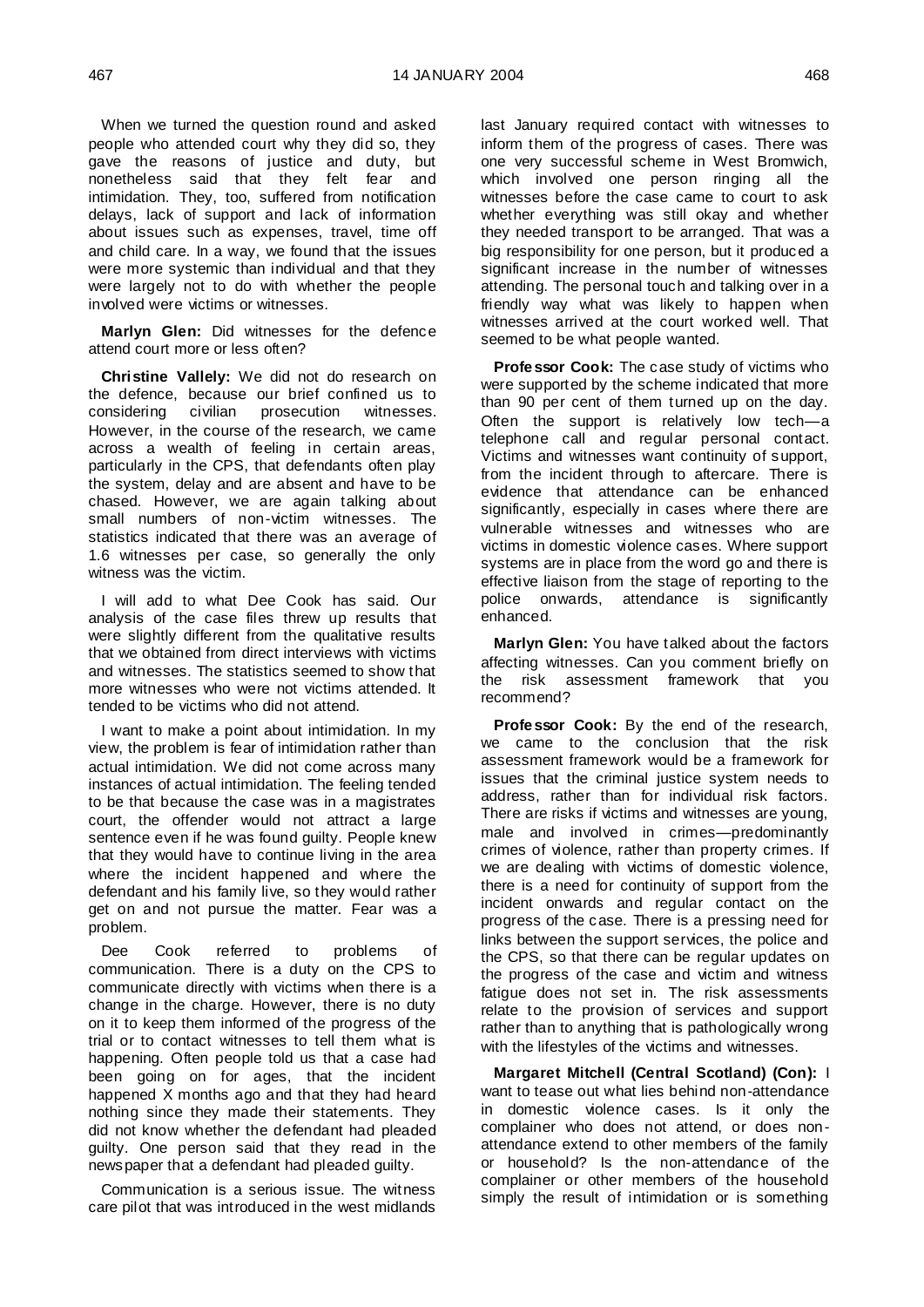When we turned the question round and asked people who attended court why they did so, they gave the reasons of justice and duty, but nonetheless said that they felt fear and intimidation. They, too, suffered from notification delays, lack of support and lack of information about issues such as expenses, travel, time off and child care. In a way, we found that the issues were more systemic than individual and that they were largely not to do with whether the people involved were victims or witnesses.

**Marlyn Glen:** Did witnesses for the defence attend court more or less often?

**Christine Vallely:** We did not do research on the defence, because our brief confined us to considering civilian prosecution witnesses. However, in the course of the research, we came across a wealth of feeling in certain areas, particularly in the CPS, that defendants often play the system, delay and are absent and have to be chased. However, we are again talking about small numbers of non-victim witnesses. The statistics indicated that there was an average of 1.6 witnesses per case, so generally the only witness was the victim.

I will add to what Dee Cook has said. Our analysis of the case files threw up results that were slightly different from the qualitative results that we obtained from direct interviews with victims and witnesses. The statistics seemed to show that more witnesses who were not victims attended. It tended to be victims who did not attend.

I want to make a point about intimidation. In my view, the problem is fear of intimidation rather than actual intimidation. We did not come across many instances of actual intimidation. The feeling tended to be that because the case was in a magistrates court, the offender would not attract a large sentence even if he was found guilty. People knew that they would have to continue living in the area where the incident happened and where the defendant and his family live, so they would rather get on and not pursue the matter. Fear was a problem.

Dee Cook referred to problems of communication. There is a duty on the CPS to communicate directly with victims when there is a change in the charge. However, there is no duty on it to keep them informed of the progress of the trial or to contact witnesses to tell them what is happening. Often people told us that a case had been going on for ages, that the incident happened X months ago and that they had heard nothing since they made their statements. They did not know whether the defendant had pleaded guilty. One person said that they read in the newspaper that a defendant had pleaded guilty.

Communication is a serious issue. The witness care pilot that was introduced in the west midlands last January required contact with witnesses to inform them of the progress of cases. There was one very successful scheme in West Bromwich, which involved one person ringing all the witnesses before the case came to court to ask whether everything was still okay and whether they needed transport to be arranged. That was a big responsibility for one person, but it produced a significant increase in the number of witnesses attending. The personal touch and talking over in a friendly way what was likely to happen when witnesses arrived at the court worked well. That seemed to be what people wanted.

**Professor Cook:** The case study of victims who were supported by the scheme indicated that more than 90 per cent of them turned up on the day. Often the support is relatively low tech—a telephone call and regular personal contact. Victims and witnesses want continuity of support, from the incident through to aftercare. There is evidence that attendance can be enhanced significantly, especially in cases where there are vulnerable witnesses and witnesses who are victims in domestic violence cases. Where support systems are in place from the word go and there is effective liaison from the stage of reporting to the police onwards, attendance is significantly enhanced.

**Marlyn Glen:** You have talked about the factors affecting witnesses. Can you comment briefly on the risk assessment framework that you recommend?

**Professor Cook:** By the end of the research, we came to the conclusion that the risk assessment framework would be a framework for issues that the criminal justice system needs to address, rather than for individual risk factors. There are risks if victims and witnesses are young, male and involved in crimes—predominantly crimes of violence, rather than property crimes. If we are dealing with victims of domestic violence, there is a need for continuity of support from the incident onwards and regular contact on the progress of the case. There is a pressing need for links between the support services, the police and the CPS, so that there can be regular updates on the progress of the case and victim and witness fatigue does not set in. The risk assessments relate to the provision of services and support rather than to anything that is pathologically wrong with the lifestyles of the victims and witnesses.

**Margaret Mitchell (Central Scotland) (Con):** I want to tease out what lies behind non-attendance in domestic violence cases. Is it only the complainer who does not attend, or does non-attendance extend to other members of the family or household? Is the non-attendance of the complainer or other members of the household simply the result of intimidation or is something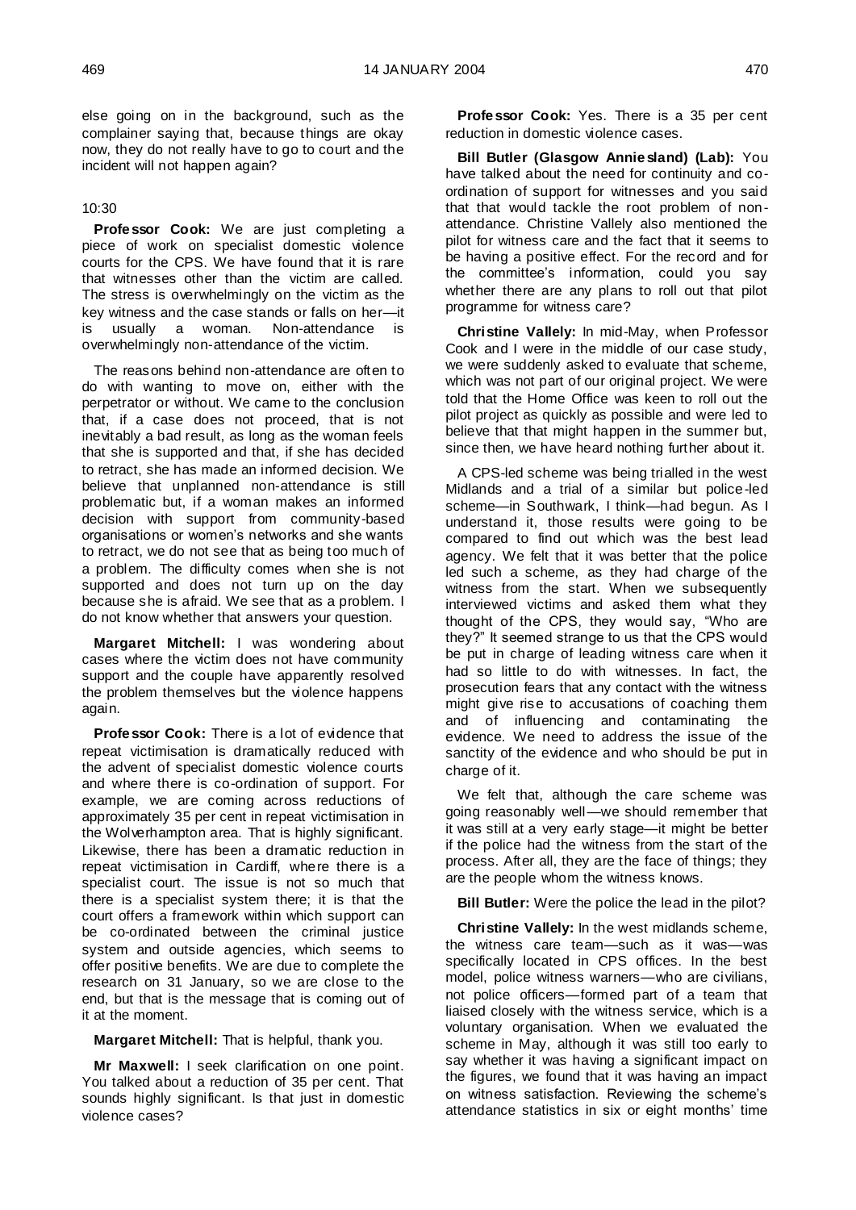else going on in the background, such as the complainer saying that, because things are okay now, they do not really have to go to court and the incident will not happen again?

10:30

**Professor Cook:** We are just completing a piece of work on specialist domestic violence courts for the CPS. We have found that it is rare that witnesses other than the victim are called. The stress is overwhelmingly on the victim as the key witness and the case stands or falls on her—it is usually a woman. Non-attendance is overwhelmingly non-attendance of the victim.

The reasons behind non-attendance are often to do with wanting to move on, either with the perpetrator or without. We came to the conclusion that, if a case does not proceed, that is not inevitably a bad result, as long as the woman feels that she is supported and that, if she has decided to retract, she has made an informed decision. We believe that unplanned non-attendance is still problematic but, if a woman makes an informed decision with support from community-based organisations or women's networks and she wants to retract, we do not see that as being too much of a problem. The difficulty comes when she is not supported and does not turn up on the day because she is afraid. We see that as a problem. I do not know whether that answers your question.

**Margaret Mitchell:** I was wondering about cases where the victim does not have community support and the couple have apparently resolved the problem themselves but the violence happens again.

**Professor Cook:** There is a lot of evidence that repeat victimisation is dramatically reduced with the advent of specialist domestic violence courts and where there is co-ordination of support. For example, we are coming across reductions of approximately 35 per cent in repeat victimisation in the Wolverhampton area. That is highly significant. Likewise, there has been a dramatic reduction in repeat victimisation in Cardiff, where there is a specialist court. The issue is not so much that there is a specialist system there; it is that the court offers a framework within which support can be co-ordinated between the criminal justice system and outside agencies, which seems to offer positive benefits. We are due to complete the research on 31 January, so we are close to the end, but that is the message that is coming out of it at the moment.

**Margaret Mitchell:** That is helpful, thank you.

**Mr Maxwell:** I seek clarification on one point. You talked about a reduction of 35 per cent. That sounds highly significant. Is that just in domestic violence cases?

**Professor Cook:** Yes. There is a 35 per cent reduction in domestic violence cases.

**Bill Butler (Glasgow Anniesland) (Lab):** You have talked about the need for continuity and co-ordination of support for witnesses and you said that that would tackle the root problem of non-attendance. Christine Vallely also mentioned the pilot for witness care and the fact that it seems to be having a positive effect. For the record and for the committee's information, could you say whether there are any plans to roll out that pilot programme for witness care?

**Christine Vallely:** In mid-May, when Professor Cook and I were in the middle of our case study, we were suddenly asked to evaluate that scheme, which was not part of our original project. We were told that the Home Office was keen to roll out the pilot project as quickly as possible and were led to believe that that might happen in the summer but, since then, we have heard nothing further about it.

A CPS-led scheme was being trialled in the west Midlands and a trial of a similar but police-led scheme—in Southwark, I think—had begun. As I understand it, those results were going to be compared to find out which was the best lead agency. We felt that it was better that the police led such a scheme, as they had charge of the witness from the start. When we subsequently interviewed victims and asked them what they thought of the CPS, they would say, "Who are they?" It seemed strange to us that the CPS would be put in charge of leading witness care when it had so little to do with witnesses. In fact, the prosecution fears that any contact with the witness might give rise to accusations of coaching them and of influencing and contaminating the evidence. We need to address the issue of the sanctity of the evidence and who should be put in charge of it.

We felt that, although the care scheme was going reasonably well—we should remember that it was still at a very early stage—it might be better if the police had the witness from the start of the process. After all, they are the face of things; they are the people whom the witness knows.

**Bill Butler:** Were the police the lead in the pilot?

**Christine Vallely:** In the west midlands scheme, the witness care team—such as it was—was specifically located in CPS offices. In the best model, police witness warners—who are civilians, not police officers—formed part of a team that liaised closely with the witness service, which is a voluntary organisation. When we evaluated the scheme in May, although it was still too early to say whether it was having a significant impact on the figures, we found that it was having an impact on witness satisfaction. Reviewing the scheme's attendance statistics in six or eight months' time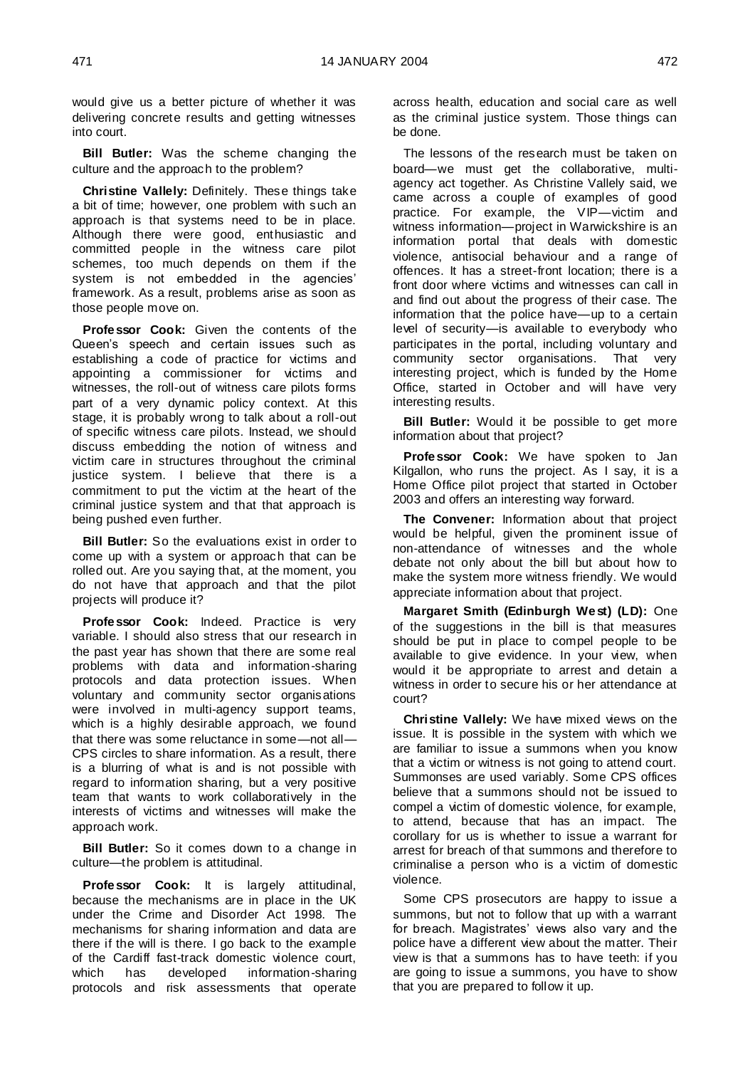would give us a better picture of whether it was delivering concrete results and getting witnesses into court.

**Bill Butler:** Was the scheme changing the culture and the approach to the problem?

**Christine Vallely:** Definitely. These things take a bit of time; however, one problem with such an approach is that systems need to be in place. Although there were good, enthusiastic and committed people in the witness care pilot schemes, too much depends on them if the system is not embedded in the agencies' framework. As a result, problems arise as soon as those people move on.

**Professor Cook:** Given the contents of the Queen's speech and certain issues such as establishing a code of practice for victims and appointing a commissioner for victims and witnesses, the roll-out of witness care pilots forms part of a very dynamic policy context. At this stage, it is probably wrong to talk about a roll-out of specific witness care pilots. Instead, we should discuss embedding the notion of witness and victim care in structures throughout the criminal justice system. I believe that there is a commitment to put the victim at the heart of the criminal justice system and that that approach is being pushed even further.

**Bill Butler:** So the evaluations exist in order to come up with a system or approach that can be rolled out. Are you saying that, at the moment, you do not have that approach and that the pilot projects will produce it?

**Professor Cook:** Indeed. Practice is very variable. I should also stress that our research in the past year has shown that there are some real problems with data and information-sharing protocols and data protection issues. When voluntary and community sector organisations were involved in multi-agency support teams, which is a highly desirable approach, we found that there was some reluctance in some—not all—CPS circles to share information. As a result, there is a blurring of what is and is not possible with regard to information sharing, but a very positive team that wants to work collaboratively in the interests of victims and witnesses will make the approach work.

**Bill Butler:** So it comes down to a change in culture—the problem is attitudinal.

**Professor Cook:** It is largely attitudinal, because the mechanisms are in place in the UK under the Crime and Disorder Act 1998. The mechanisms for sharing information and data are there if the will is there. I go back to the example of the Cardiff fast-track domestic violence court, which has developed information-sharing protocols and risk assessments that operate across health, education and social care as well as the criminal justice system. Those things can be done.

The lessons of the research must be taken on board—we must get the collaborative, multi-agency act together. As Christine Vallely said, we came across a couple of examples of good practice. For example, the VIP—victim and witness information—project in Warwickshire is an information portal that deals with domestic violence, antisocial behaviour and a range of offences. It has a street-front location; there is a front door where victims and witnesses can call in and find out about the progress of their case. The information that the police have—up to a certain level of security—is available to everybody who participates in the portal, including voluntary and community sector organisations. That very interesting project, which is funded by the Home Office, started in October and will have very interesting results.

**Bill Butler:** Would it be possible to get more information about that project?

**Professor Cook:** We have spoken to Jan Kilgallon, who runs the project. As I say, it is a Home Office pilot project that started in October 2003 and offers an interesting way forward.

**The Convener:** Information about that project would be helpful, given the prominent issue of non-attendance of witnesses and the whole debate not only about the bill but about how to make the system more witness friendly. We would appreciate information about that project.

**Margaret Smith (Edinburgh West) (LD):** One of the suggestions in the bill is that measures should be put in place to compel people to be available to give evidence. In your view, when would it be appropriate to arrest and detain a witness in order to secure his or her attendance at court?

**Christine Vallely:** We have mixed views on the issue. It is possible in the system with which we are familiar to issue a summons when you know that a victim or witness is not going to attend court. Summonses are used variably. Some CPS offices believe that a summons should not be issued to compel a victim of domestic violence, for example, to attend, because that has an impact. The corollary for us is whether to issue a warrant for arrest for breach of that summons and therefore to criminalise a person who is a victim of domestic violence.

Some CPS prosecutors are happy to issue a summons, but not to follow that up with a warrant for breach. Magistrates' views also vary and the police have a different view about the matter. Their view is that a summons has to have teeth: if you are going to issue a summons, you have to show that you are prepared to follow it up.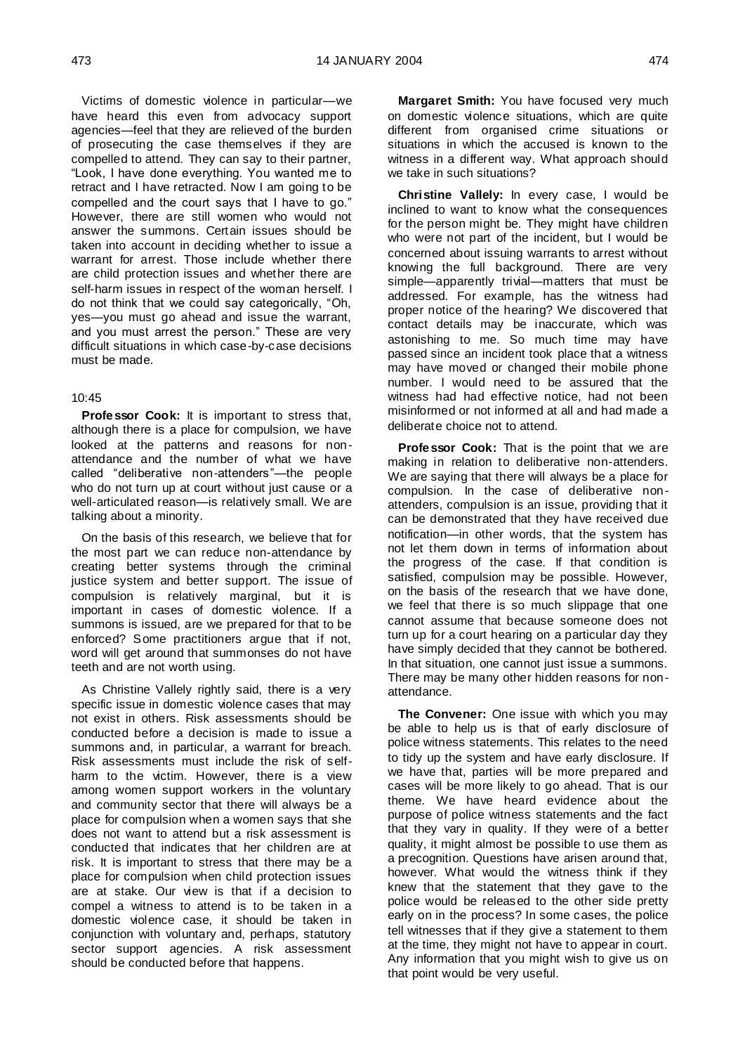Victims of domestic violence in particular—we have heard this even from advocacy support agencies—feel that they are relieved of the burden of prosecuting the case themselves if they are compelled to attend. They can say to their partner, "Look, I have done everything. You wanted me to retract and I have retracted. Now I am going to be compelled and the court says that I have to go." However, there are still women who would not answer the summons. Certain issues should be taken into account in deciding whether to issue a warrant for arrest. Those include whether there are child protection issues and whether there are self-harm issues in respect of the woman herself. I do not think that we could say categorically, "Oh, yes—you must go ahead and issue the warrant, and you must arrest the person." These are very difficult situations in which case-by-case decisions must be made.

10:45

**Professor Cook:** It is important to stress that, although there is a place for compulsion, we have looked at the patterns and reasons for non-attendance and the number of what we have called "deliberative non-attenders"—the people who do not turn up at court without just cause or a well-articulated reason—is relatively small. We are talking about a minority.

On the basis of this research, we believe that for the most part we can reduce non-attendance by creating better systems through the criminal justice system and better support. The issue of compulsion is relatively marginal, but it is important in cases of domestic violence. If a summons is issued, are we prepared for that to be enforced? Some practitioners argue that if not, word will get around that summonses do not have teeth and are not worth using.

As Christine Vallely rightly said, there is a very specific issue in domestic violence cases that may not exist in others. Risk assessments should be conducted before a decision is made to issue a summons and, in particular, a warrant for breach. Risk assessments must include the risk of self-harm to the victim. However, there is a view among women support workers in the voluntary and community sector that there will always be a place for compulsion when a women says that she does not want to attend but a risk assessment is conducted that indicates that her children are at risk. It is important to stress that there may be a place for compulsion when child protection issues are at stake. Our view is that if a decision to compel a witness to attend is to be taken in a domestic violence case, it should be taken in conjunction with voluntary and, perhaps, statutory sector support agencies. A risk assessment should be conducted before that happens.

**Margaret Smith:** You have focused very much on domestic violence situations, which are quite different from organised crime situations or situations in which the accused is known to the witness in a different way. What approach should we take in such situations?

**Christine Vallely:** In every case, I would be inclined to want to know what the consequences for the person might be. They might have children who were not part of the incident, but I would be concerned about issuing warrants to arrest without knowing the full background. There are very simple—apparently trivial—matters that must be addressed. For example, has the witness had proper notice of the hearing? We discovered that contact details may be inaccurate, which was astonishing to me. So much time may have passed since an incident took place that a witness may have moved or changed their mobile phone number. I would need to be assured that the witness had had effective notice, had not been misinformed or not informed at all and had made a deliberate choice not to attend.

**Professor Cook:** That is the point that we are making in relation to deliberative non-attenders. We are saying that there will always be a place for compulsion. In the case of deliberative non-attenders, compulsion is an issue, providing that it can be demonstrated that they have received due notification—in other words, that the system has not let them down in terms of information about the progress of the case. If that condition is satisfied, compulsion may be possible. However, on the basis of the research that we have done, we feel that there is so much slippage that one cannot assume that because someone does not turn up for a court hearing on a particular day they have simply decided that they cannot be bothered. In that situation, one cannot just issue a summons. There may be many other hidden reasons for non-attendance.

**The Convener:** One issue with which you may be able to help us is that of early disclosure of police witness statements. This relates to the need to tidy up the system and have early disclosure. If we have that, parties will be more prepared and cases will be more likely to go ahead. That is our theme. We have heard evidence about the purpose of police witness statements and the fact that they vary in quality. If they were of a better quality, it might almost be possible to use them as a precognition. Questions have arisen around that, however. What would the witness think if they knew that the statement that they gave to the police would be released to the other side pretty early on in the process? In some cases, the police tell witnesses that if they give a statement to them at the time, they might not have to appear in court. Any information that you might wish to give us on that point would be very useful.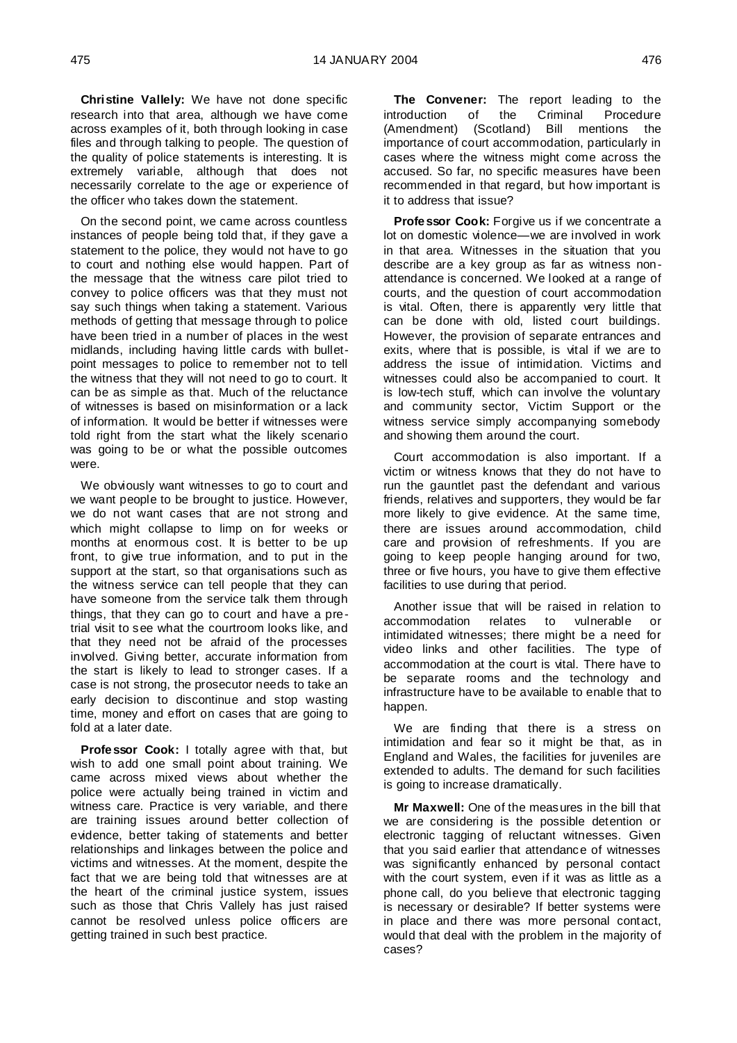**Christine Vallely:** We have not done specific research into that area, although we have come across examples of it, both through looking in case files and through talking to people. The question of the quality of police statements is interesting. It is extremely variable, although that does not necessarily correlate to the age or experience of the officer who takes down the statement.

On the second point, we came across countless instances of people being told that, if they gave a statement to the police, they would not have to go to court and nothing else would happen. Part of the message that the witness care pilot tried to convey to police officers was that they must not say such things when taking a statement. Various methods of getting that message through to police have been tried in a number of places in the west midlands, including having little cards with bullet-point messages to police to remember not to tell the witness that they will not need to go to court. It can be as simple as that. Much of the reluctance of witnesses is based on misinformation or a lack of information. It would be better if witnesses were told right from the start what the likely scenario was going to be or what the possible outcomes were.

We obviously want witnesses to go to court and we want people to be brought to justice. However, we do not want cases that are not strong and which might collapse to limp on for weeks or months at enormous cost. It is better to be up front, to give true information, and to put in the support at the start, so that organisations such as the witness service can tell people that they can have someone from the service talk them through things, that they can go to court and have a pre-trial visit to see what the courtroom looks like, and that they need not be afraid of the processes involved. Giving better, accurate information from the start is likely to lead to stronger cases. If a case is not strong, the prosecutor needs to take an early decision to discontinue and stop wasting time, money and effort on cases that are going to fold at a later date.

**Professor Cook:** I totally agree with that, but wish to add one small point about training. We came across mixed views about whether the police were actually being trained in victim and witness care. Practice is very variable, and there are training issues around better collection of evidence, better taking of statements and better relationships and linkages between the police and victims and witnesses. At the moment, despite the fact that we are being told that witnesses are at the heart of the criminal justice system, issues such as those that Chris Vallely has just raised cannot be resolved unless police officers are getting trained in such best practice.

**The Convener:** The report leading to the introduction of the Criminal Procedure (Amendment) (Scotland) Bill mentions the importance of court accommodation, particularly in cases where the witness might come across the accused. So far, no specific measures have been recommended in that regard, but how important is it to address that issue?

**Professor Cook:** Forgive us if we concentrate a lot on domestic violence—we are involved in work in that area. Witnesses in the situation that you describe are a key group as far as witness non-attendance is concerned. We looked at a range of courts, and the question of court accommodation is vital. Often, there is apparently very little that can be done with old, listed court buildings. However, the provision of separate entrances and exits, where that is possible, is vital if we are to address the issue of intimidation. Victims and witnesses could also be accompanied to court. It is low-tech stuff, which can involve the voluntary and community sector, Victim Support or the witness service simply accompanying somebody and showing them around the court.

Court accommodation is also important. If a victim or witness knows that they do not have to run the gauntlet past the defendant and various friends, relatives and supporters, they would be far more likely to give evidence. At the same time, there are issues around accommodation, child care and provision of refreshments. If you are going to keep people hanging around for two, three or five hours, you have to give them effective facilities to use during that period.

Another issue that will be raised in relation to accommodation relates to vulnerable or intimidated witnesses; there might be a need for video links and other facilities. The type of accommodation at the court is vital. There have to be separate rooms and the technology and infrastructure have to be available to enable that to happen.

We are finding that there is a stress on intimidation and fear so it might be that, as in England and Wales, the facilities for juveniles are extended to adults. The demand for such facilities is going to increase dramatically.

**Mr Maxwell:** One of the measures in the bill that we are considering is the possible detention or electronic tagging of reluctant witnesses. Given that you said earlier that attendance of witnesses was significantly enhanced by personal contact with the court system, even if it was as little as a phone call, do you believe that electronic tagging is necessary or desirable? If better systems were in place and there was more personal contact, would that deal with the problem in the majority of cases?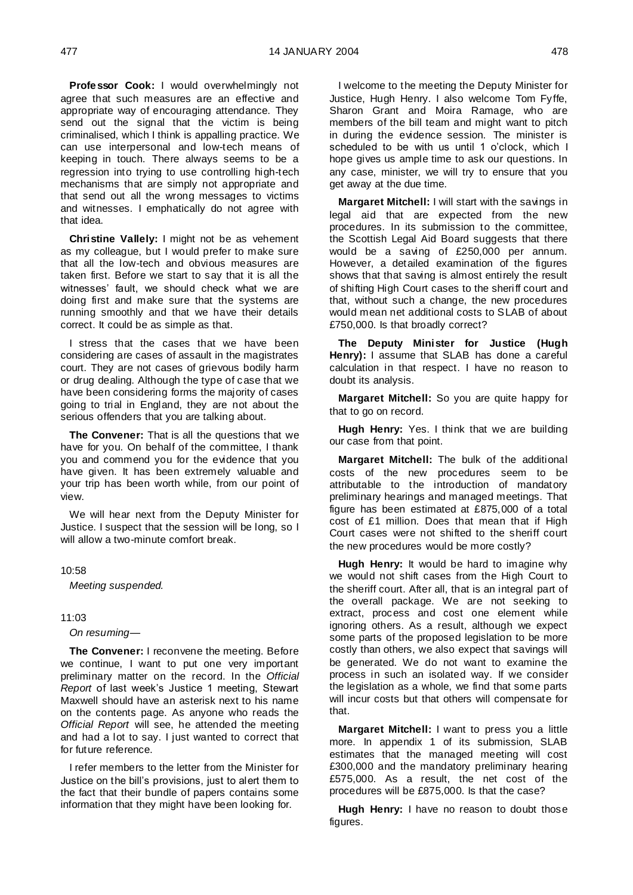**Professor Cook:** I would overwhelmingly not agree that such measures are an effective and appropriate way of encouraging attendance. They send out the signal that the victim is being criminalised, which I think is appalling practice. We can use interpersonal and low-tech means of keeping in touch. There always seems to be a regression into trying to use controlling high-tech mechanisms that are simply not appropriate and that send out all the wrong messages to victims and witnesses. I emphatically do not agree with that idea.

**Christine Vallely:** I might not be as vehement as my colleague, but I would prefer to make sure that all the low-tech and obvious measures are taken first. Before we start to say that it is all the witnesses' fault, we should check what we are doing first and make sure that the systems are running smoothly and that we have their details correct. It could be as simple as that.

I stress that the cases that we have been considering are cases of assault in the magistrates court. They are not cases of grievous bodily harm or drug dealing. Although the type of case that we have been considering forms the majority of cases going to trial in England, they are not about the serious offenders that you are talking about.

**The Convener:** That is all the questions that we have for you. On behalf of the committee, I thank you and commend you for the evidence that you have given. It has been extremely valuable and your trip has been worth while, from our point of view.

We will hear next from the Deputy Minister for Justice. I suspect that the session will be long, so I will allow a two-minute comfort break.

10:58

*Meeting suspended.*

11:03

*On resuming—*

**The Convener:** I reconvene the meeting. Before we continue, I want to put one very important preliminary matter on the record. In the *Official Report* of last week's Justice 1 meeting, Stewart Maxwell should have an asterisk next to his name on the contents page. As anyone who reads the *Official Report* will see, he attended the meeting and had a lot to say. I just wanted to correct that for future reference.

I refer members to the letter from the Minister for Justice on the bill's provisions, just to alert them to the fact that their bundle of papers contains some information that they might have been looking for.

I welcome to the meeting the Deputy Minister for Justice, Hugh Henry. I also welcome Tom Fyffe, Sharon Grant and Moira Ramage, who are members of the bill team and might want to pitch in during the evidence session. The minister is scheduled to be with us until 1 o'clock, which I hope gives us ample time to ask our questions. In any case, minister, we will try to ensure that you get away at the due time.

**Margaret Mitchell:** I will start with the savings in legal aid that are expected from the new procedures. In its submission to the committee, the Scottish Legal Aid Board suggests that there would be a saving of £250,000 per annum. However, a detailed examination of the figures shows that that saving is almost entirely the result of shifting High Court cases to the sheriff court and that, without such a change, the new procedures would mean net additional costs to SLAB of about £750,000. Is that broadly correct?

**The Deputy Minister for Justice (Hugh Henry):** I assume that SLAB has done a careful calculation in that respect. I have no reason to doubt its analysis.

**Margaret Mitchell:** So you are quite happy for that to go on record.

**Hugh Henry:** Yes. I think that we are building our case from that point.

**Margaret Mitchell:** The bulk of the additional costs of the new procedures seem to be attributable to the introduction of mandatory preliminary hearings and managed meetings. That figure has been estimated at £875,000 of a total cost of £1 million. Does that mean that if High Court cases were not shifted to the sheriff court the new procedures would be more costly?

**Hugh Henry:** It would be hard to imagine why we would not shift cases from the High Court to the sheriff court. After all, that is an integral part of the overall package. We are not seeking to extract, process and cost one element while ignoring others. As a result, although we expect some parts of the proposed legislation to be more costly than others, we also expect that savings will be generated. We do not want to examine the process in such an isolated way. If we consider the legislation as a whole, we find that some parts will incur costs but that others will compensate for that.

**Margaret Mitchell:** I want to press you a little more. In appendix 1 of its submission, SLAB estimates that the managed meeting will cost £300,000 and the mandatory preliminary hearing £575,000. As a result, the net cost of the procedures will be £875,000. Is that the case?

**Hugh Henry:** I have no reason to doubt those figures.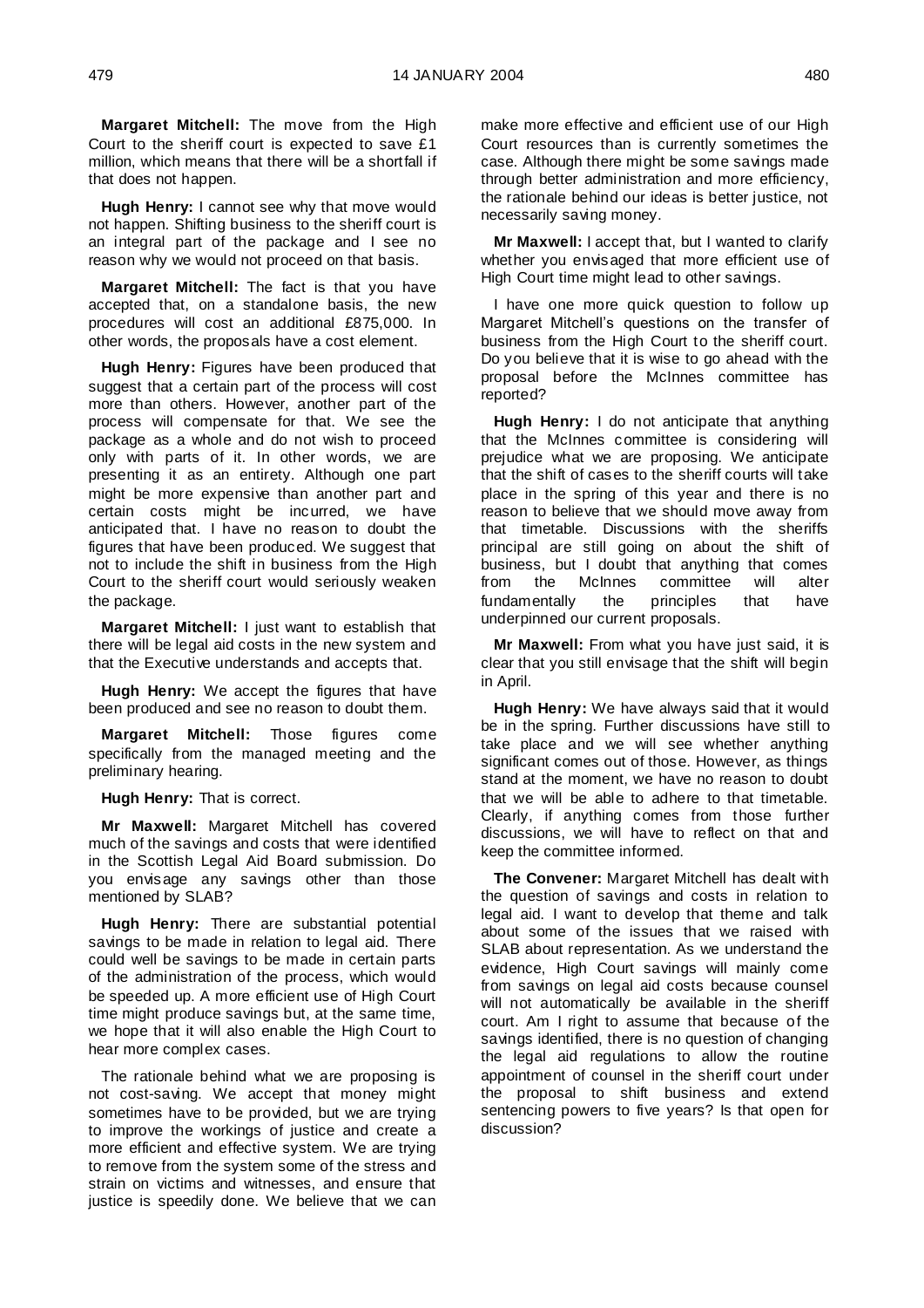**Margaret Mitchell:** The move from the High Court to the sheriff court is expected to save £1 million, which means that there will be a shortfall if that does not happen.

**Hugh Henry:** I cannot see why that move would not happen. Shifting business to the sheriff court is an integral part of the package and I see no reason why we would not proceed on that basis.

**Margaret Mitchell:** The fact is that you have accepted that, on a standalone basis, the new procedures will cost an additional £875,000. In other words, the proposals have a cost element.

**Hugh Henry:** Figures have been produced that suggest that a certain part of the process will cost more than others. However, another part of the process will compensate for that. We see the package as a whole and do not wish to proceed only with parts of it. In other words, we are presenting it as an entirety. Although one part might be more expensive than another part and certain costs might be incurred, we have anticipated that. I have no reason to doubt the figures that have been produced. We suggest that not to include the shift in business from the High Court to the sheriff court would seriously weaken the package.

**Margaret Mitchell:** I just want to establish that there will be legal aid costs in the new system and that the Executive understands and accepts that.

**Hugh Henry:** We accept the figures that have been produced and see no reason to doubt them.

**Margaret Mitchell:** Those figures come specifically from the managed meeting and the preliminary hearing.

**Hugh Henry:** That is correct.

**Mr Maxwell:** Margaret Mitchell has covered much of the savings and costs that were identified in the Scottish Legal Aid Board submission. Do you envisage any savings other than those mentioned by SLAB?

**Hugh Henry:** There are substantial potential savings to be made in relation to legal aid. There could well be savings to be made in certain parts of the administration of the process, which would be speeded up. A more efficient use of High Court time might produce savings but, at the same time, we hope that it will also enable the High Court to hear more complex cases.

The rationale behind what we are proposing is not cost-saving. We accept that money might sometimes have to be provided, but we are trying to improve the workings of justice and create a more efficient and effective system. We are trying to remove from the system some of the stress and strain on victims and witnesses, and ensure that justice is speedily done. We believe that we can make more effective and efficient use of our High Court resources than is currently sometimes the case. Although there might be some savings made through better administration and more efficiency, the rationale behind our ideas is better justice, not necessarily saving money.

**Mr Maxwell:** I accept that, but I wanted to clarify whether you envisaged that more efficient use of High Court time might lead to other savings.

I have one more quick question to follow up Margaret Mitchell's questions on the transfer of business from the High Court to the sheriff court. Do you believe that it is wise to go ahead with the proposal before the McInnes committee has reported?

**Hugh Henry:** I do not anticipate that anything that the McInnes committee is considering will prejudice what we are proposing. We anticipate that the shift of cases to the sheriff courts will take place in the spring of this year and there is no reason to believe that we should move away from that timetable. Discussions with the sheriffs principal are still going on about the shift of business, but I doubt that anything that comes from the McInnes committee will alter fundamentally the principles that have underpinned our current proposals.

**Mr Maxwell:** From what you have just said, it is clear that you still envisage that the shift will begin in April.

**Hugh Henry:** We have always said that it would be in the spring. Further discussions have still to take place and we will see whether anything significant comes out of those. However, as things stand at the moment, we have no reason to doubt that we will be able to adhere to that timetable. Clearly, if anything comes from those further discussions, we will have to reflect on that and keep the committee informed.

**The Convener:** Margaret Mitchell has dealt with the question of savings and costs in relation to legal aid. I want to develop that theme and talk about some of the issues that we raised with SLAB about representation. As we understand the evidence, High Court savings will mainly come from savings on legal aid costs because counsel will not automatically be available in the sheriff court. Am I right to assume that because of the savings identified, there is no question of changing the legal aid regulations to allow the routine appointment of counsel in the sheriff court under the proposal to shift business and extend sentencing powers to five years? Is that open for discussion?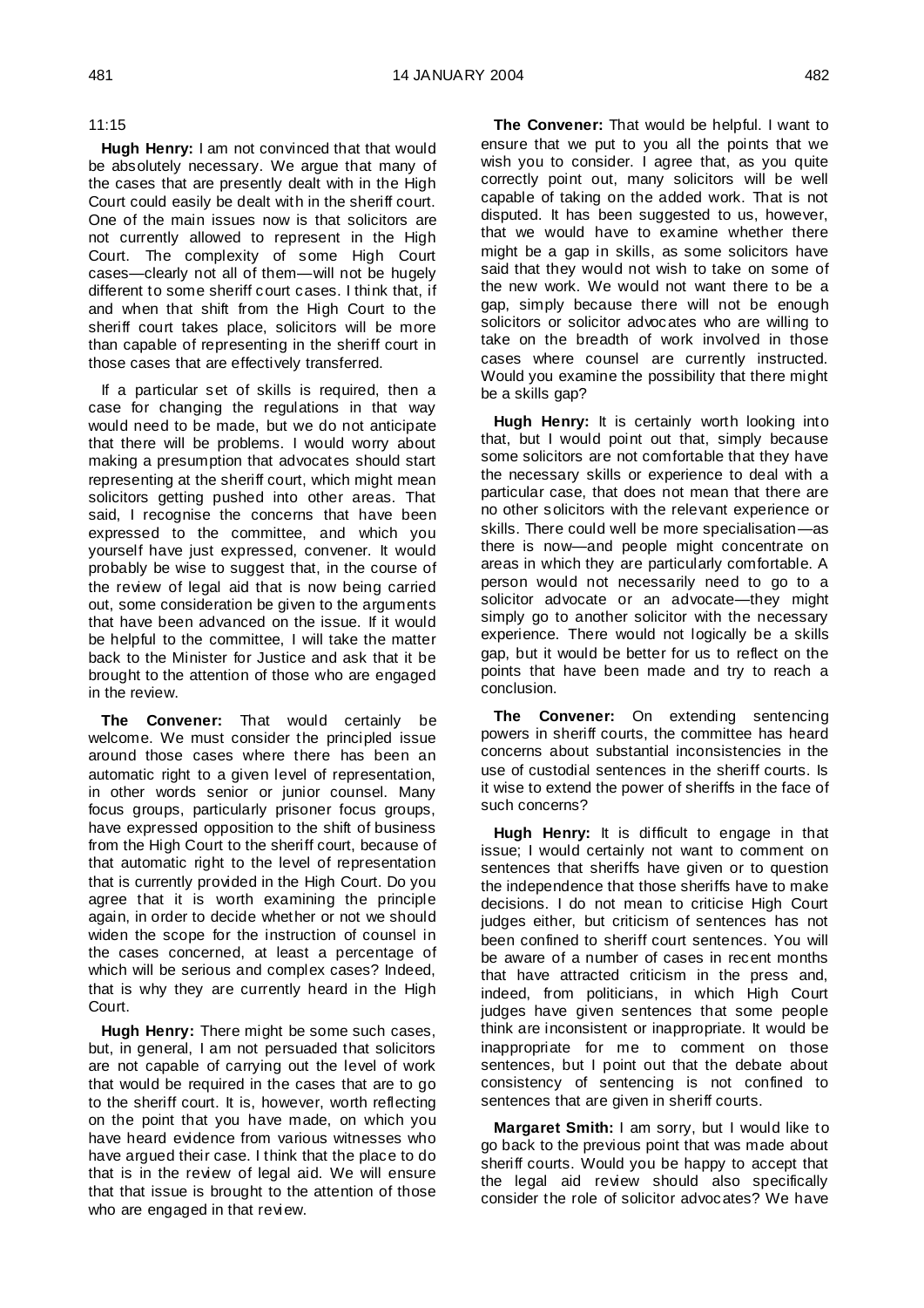11:15

**Hugh Henry:** I am not convinced that that would be absolutely necessary. We argue that many of the cases that are presently dealt with in the High Court could easily be dealt with in the sheriff court. One of the main issues now is that solicitors are not currently allowed to represent in the High Court. The complexity of some High Court cases—clearly not all of them—will not be hugely different to some sheriff court cases. I think that, if and when that shift from the High Court to the sheriff court takes place, solicitors will be more than capable of representing in the sheriff court in those cases that are effectively transferred.

If a particular set of skills is required, then a case for changing the regulations in that way would need to be made, but we do not anticipate that there will be problems. I would worry about making a presumption that advocates should start representing at the sheriff court, which might mean solicitors getting pushed into other areas. That said, I recognise the concerns that have been expressed to the committee, and which you yourself have just expressed, convener. It would probably be wise to suggest that, in the course of the review of legal aid that is now being carried out, some consideration be given to the arguments that have been advanced on the issue. If it would be helpful to the committee, I will take the matter back to the Minister for Justice and ask that it be brought to the attention of those who are engaged in the review.

**The Convener:** That would certainly be welcome. We must consider the principled issue around those cases where there has been an automatic right to a given level of representation, in other words senior or junior counsel. Many focus groups, particularly prisoner focus groups, have expressed opposition to the shift of business from the High Court to the sheriff court, because of that automatic right to the level of representation that is currently provided in the High Court. Do you agree that it is worth examining the principle again, in order to decide whether or not we should widen the scope for the instruction of counsel in the cases concerned, at least a percentage of which will be serious and complex cases? Indeed, that is why they are currently heard in the High Court.

**Hugh Henry:** There might be some such cases, but, in general, I am not persuaded that solicitors are not capable of carrying out the level of work that would be required in the cases that are to go to the sheriff court. It is, however, worth reflecting on the point that you have made, on which you have heard evidence from various witnesses who have argued their case. I think that the place to do that is in the review of legal aid. We will ensure that that issue is brought to the attention of those who are engaged in that review.

**The Convener:** That would be helpful. I want to ensure that we put to you all the points that we wish you to consider. I agree that, as you quite correctly point out, many solicitors will be well capable of taking on the added work. That is not disputed. It has been suggested to us, however, that we would have to examine whether there might be a gap in skills, as some solicitors have said that they would not wish to take on some of the new work. We would not want there to be a gap, simply because there will not be enough solicitors or solicitor advocates who are willing to take on the breadth of work involved in those cases where counsel are currently instructed. Would you examine the possibility that there might be a skills gap?

**Hugh Henry:** It is certainly worth looking into that, but I would point out that, simply because some solicitors are not comfortable that they have the necessary skills or experience to deal with a particular case, that does not mean that there are no other solicitors with the relevant experience or skills. There could well be more specialisation—as there is now—and people might concentrate on areas in which they are particularly comfortable. A person would not necessarily need to go to a solicitor advocate or an advocate—they might simply go to another solicitor with the necessary experience. There would not logically be a skills gap, but it would be better for us to reflect on the points that have been made and try to reach a conclusion.

**The Convener:** On extending sentencing powers in sheriff courts, the committee has heard concerns about substantial inconsistencies in the use of custodial sentences in the sheriff courts. Is it wise to extend the power of sheriffs in the face of such concerns?

**Hugh Henry:** It is difficult to engage in that issue; I would certainly not want to comment on sentences that sheriffs have given or to question the independence that those sheriffs have to make decisions. I do not mean to criticise High Court judges either, but criticism of sentences has not been confined to sheriff court sentences. You will be aware of a number of cases in recent months that have attracted criticism in the press and, indeed, from politicians, in which High Court judges have given sentences that some people think are inconsistent or inappropriate. It would be inappropriate for me to comment on those sentences, but I point out that the debate about consistency of sentencing is not confined to sentences that are given in sheriff courts.

**Margaret Smith:** I am sorry, but I would like to go back to the previous point that was made about sheriff courts. Would you be happy to accept that the legal aid review should also specifically consider the role of solicitor advocates? We have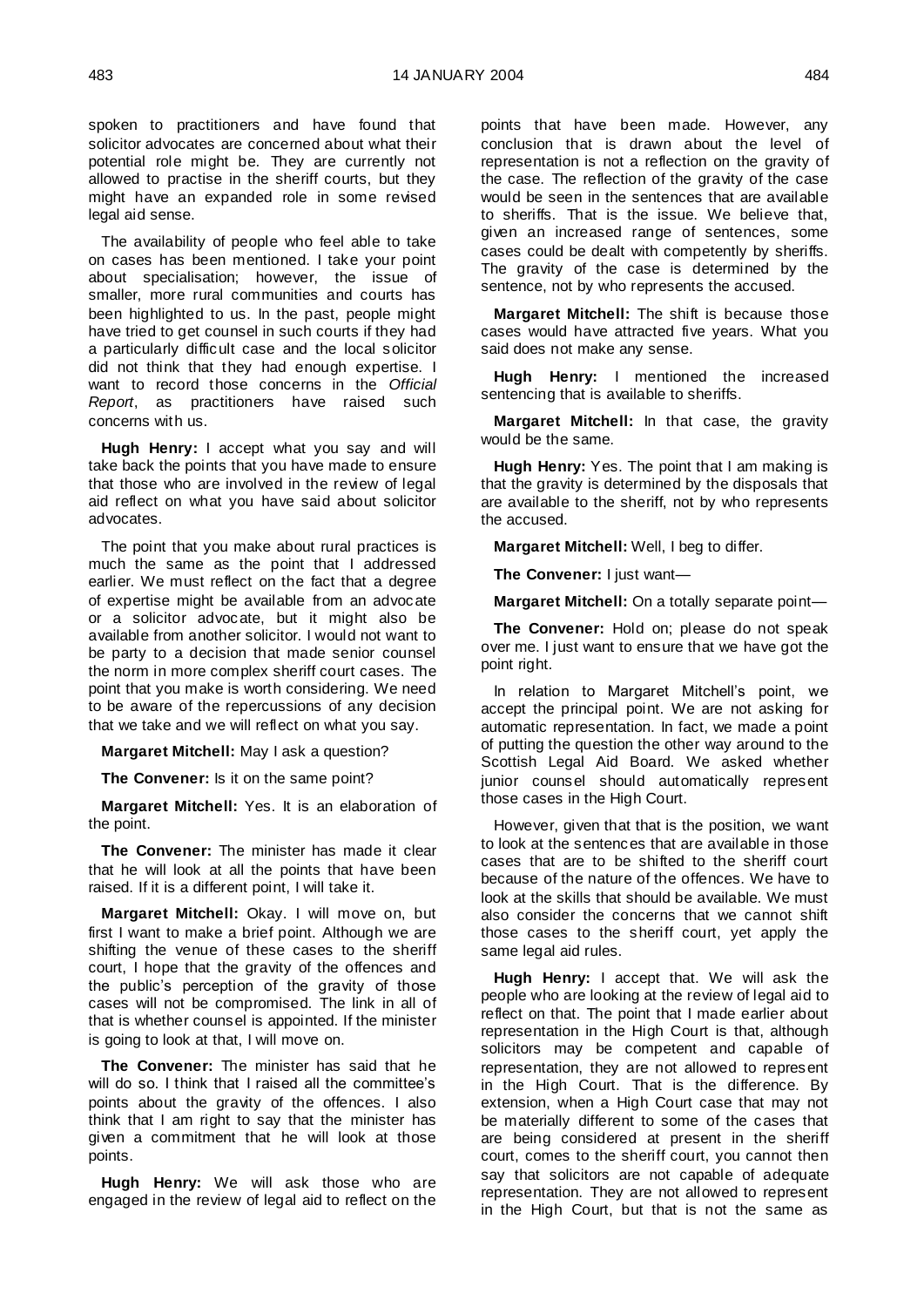spoken to practitioners and have found that solicitor advocates are concerned about what their potential role might be. They are currently not allowed to practise in the sheriff courts, but they might have an expanded role in some revised legal aid sense.

The availability of people who feel able to take on cases has been mentioned. I take your point about specialisation; however, the issue of smaller, more rural communities and courts has been highlighted to us. In the past, people might have tried to get counsel in such courts if they had a particularly difficult case and the local solicitor did not think that they had enough expertise. I want to record those concerns in the *Official Report*, as practitioners have raised such concerns with us.

**Hugh Henry:** I accept what you say and will take back the points that you have made to ensure that those who are involved in the review of legal aid reflect on what you have said about solicitor advocates.

The point that you make about rural practices is much the same as the point that I addressed earlier. We must reflect on the fact that a degree of expertise might be available from an advocate or a solicitor advocate, but it might also be available from another solicitor. I would not want to be party to a decision that made senior counsel the norm in more complex sheriff court cases. The point that you make is worth considering. We need to be aware of the repercussions of any decision that we take and we will reflect on what you say.

**Margaret Mitchell:** May I ask a question?

**The Convener:** Is it on the same point?

**Margaret Mitchell:** Yes. It is an elaboration of the point.

**The Convener:** The minister has made it clear that he will look at all the points that have been raised. If it is a different point, I will take it.

**Margaret Mitchell:** Okay. I will move on, but first I want to make a brief point. Although we are shifting the venue of these cases to the sheriff court, I hope that the gravity of the offences and the public's perception of the gravity of those cases will not be compromised. The link in all of that is whether counsel is appointed. If the minister is going to look at that, I will move on.

**The Convener:** The minister has said that he will do so. I think that I raised all the committee's points about the gravity of the offences. I also think that I am right to say that the minister has given a commitment that he will look at those points.

**Hugh Henry:** We will ask those who are engaged in the review of legal aid to reflect on the points that have been made. However, any conclusion that is drawn about the level of representation is not a reflection on the gravity of the case. The reflection of the gravity of the case would be seen in the sentences that are available to sheriffs. That is the issue. We believe that, given an increased range of sentences, some cases could be dealt with competently by sheriffs. The gravity of the case is determined by the sentence, not by who represents the accused.

**Margaret Mitchell:** The shift is because those cases would have attracted five years. What you said does not make any sense.

**Hugh Henry:** I mentioned the increased sentencing that is available to sheriffs.

**Margaret Mitchell:** In that case, the gravity would be the same.

**Hugh Henry:** Yes. The point that I am making is that the gravity is determined by the disposals that are available to the sheriff, not by who represents the accused.

**Margaret Mitchell:** Well, I beg to differ.

**The Convener:** I just want—

**Margaret Mitchell:** On a totally separate point—

**The Convener:** Hold on; please do not speak over me. I just want to ensure that we have got the point right.

In relation to Margaret Mitchell's point, we accept the principal point. We are not asking for automatic representation. In fact, we made a point of putting the question the other way around to the Scottish Legal Aid Board. We asked whether junior counsel should automatically represent those cases in the High Court.

However, given that that is the position, we want to look at the sentences that are available in those cases that are to be shifted to the sheriff court because of the nature of the offences. We have to look at the skills that should be available. We must also consider the concerns that we cannot shift those cases to the sheriff court, yet apply the same legal aid rules.

**Hugh Henry:** I accept that. We will ask the people who are looking at the review of legal aid to reflect on that. The point that I made earlier about representation in the High Court is that, although solicitors may be competent and capable of representation, they are not allowed to represent in the High Court. That is the difference. By extension, when a High Court case that may not be materially different to some of the cases that are being considered at present in the sheriff court, comes to the sheriff court, you cannot then say that solicitors are not capable of adequate representation. They are not allowed to represent in the High Court, but that is not the same as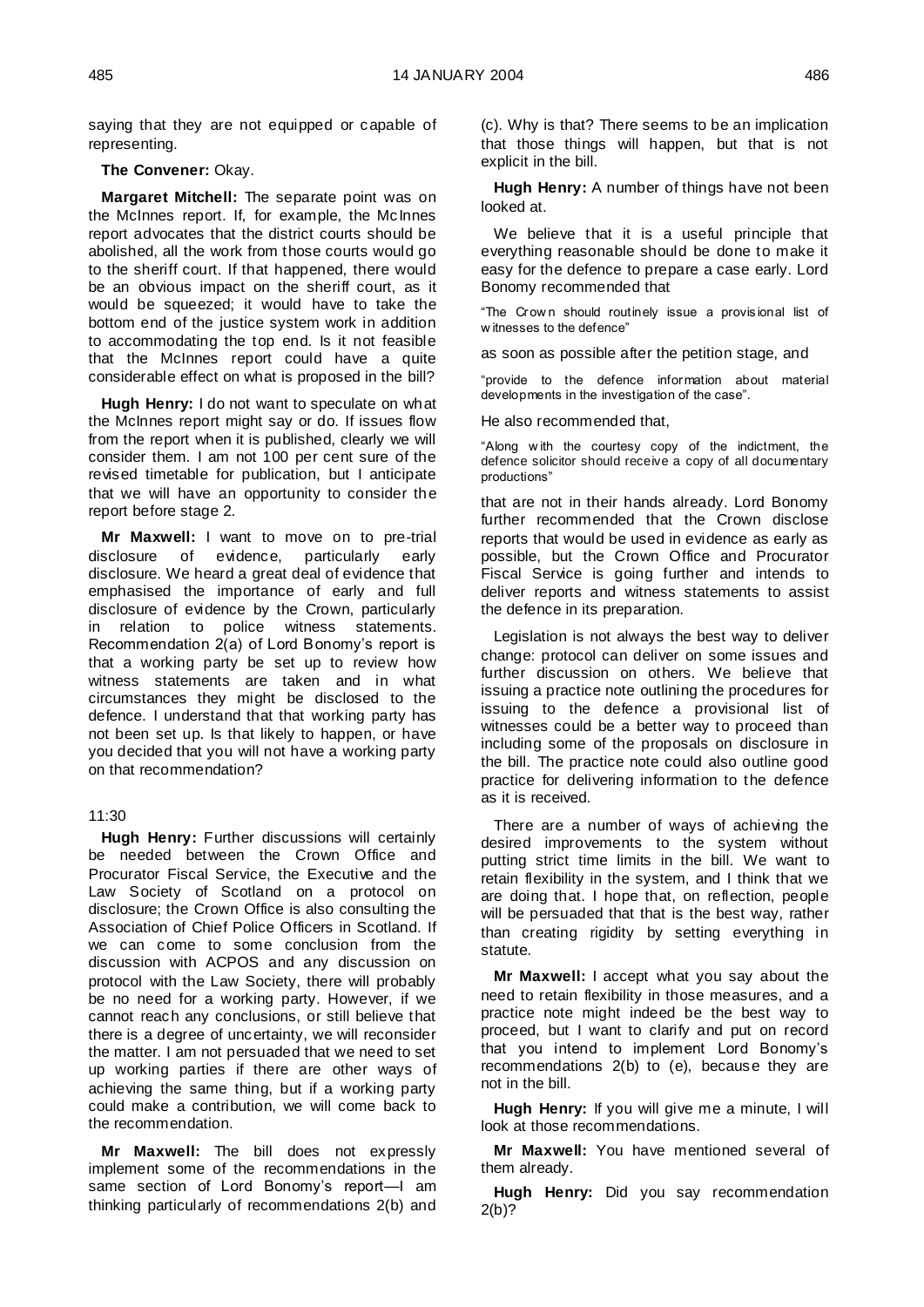saying that they are not equipped or capable of representing.

**The Convener:** Okay.

**Margaret Mitchell:** The separate point was on the McInnes report. If, for example, the McInnes report advocates that the district courts should be abolished, all the work from those courts would go to the sheriff court. If that happened, there would be an obvious impact on the sheriff court, as it would be squeezed; it would have to take the bottom end of the justice system work in addition to accommodating the top end. Is it not feasible that the McInnes report could have a quite considerable effect on what is proposed in the bill?

**Hugh Henry:** I do not want to speculate on what the McInnes report might say or do. If issues flow from the report when it is published, clearly we will consider them. I am not 100 per cent sure of the revised timetable for publication, but I anticipate that we will have an opportunity to consider the report before stage 2.

**Mr Maxwell:** I want to move on to pre-trial disclosure of evidence, particularly early disclosure. We heard a great deal of evidence that emphasised the importance of early and full disclosure of evidence by the Crown, particularly in relation to police witness statements. Recommendation 2(a) of Lord Bonomy's report is that a working party be set up to review how witness statements are taken and in what circumstances they might be disclosed to the defence. I understand that that working party has not been set up. Is that likely to happen, or have you decided that you will not have a working party on that recommendation?

11:30

**Hugh Henry:** Further discussions will certainly be needed between the Crown Office and Procurator Fiscal Service, the Executive and the Law Society of Scotland on a protocol on disclosure; the Crown Office is also consulting the Association of Chief Police Officers in Scotland. If we can come to some conclusion from the discussion with ACPOS and any discussion on protocol with the Law Society, there will probably be no need for a working party. However, if we cannot reach any conclusions, or still believe that there is a degree of uncertainty, we will reconsider the matter. I am not persuaded that we need to set up working parties if there are other ways of achieving the same thing, but if a working party could make a contribution, we will come back to the recommendation.

**Mr Maxwell:** The bill does not expressly implement some of the recommendations in the same section of Lord Bonomy's report—I am thinking particularly of recommendations 2(b) and (c). Why is that? There seems to be an implication that those things will happen, but that is not explicit in the bill.

**Hugh Henry:** A number of things have not been looked at.

We believe that it is a useful principle that everything reasonable should be done to make it easy for the defence to prepare a case early. Lord Bonomy recommended that

"The Crown should routinely issue a provisional list of witnesses to the defence"

as soon as possible after the petition stage, and

"provide to the defence information about material developments in the investigation of the case".

He also recommended that,

"Along with the courtesy copy of the indictment, the defence solicitor should receive a copy of all documentary productions"

that are not in their hands already. Lord Bonomy further recommended that the Crown disclose reports that would be used in evidence as early as possible, but the Crown Office and Procurator Fiscal Service is going further and intends to deliver reports and witness statements to assist the defence in its preparation.

Legislation is not always the best way to deliver change: protocol can deliver on some issues and further discussion on others. We believe that issuing a practice note outlining the procedures for issuing to the defence a provisional list of witnesses could be a better way to proceed than including some of the proposals on disclosure in the bill. The practice note could also outline good practice for delivering information to the defence as it is received.

There are a number of ways of achieving the desired improvements to the system without putting strict time limits in the bill. We want to retain flexibility in the system, and I think that we are doing that. I hope that, on reflection, people will be persuaded that that is the best way, rather than creating rigidity by setting everything in statute.

**Mr Maxwell:** I accept what you say about the need to retain flexibility in those measures, and a practice note might indeed be the best way to proceed, but I want to clarify and put on record that you intend to implement Lord Bonomy's recommendations 2(b) to (e), because they are not in the bill.

**Hugh Henry:** If you will give me a minute, I will look at those recommendations.

**Mr Maxwell:** You have mentioned several of them already.

**Hugh Henry:** Did you say recommendation 2(b)?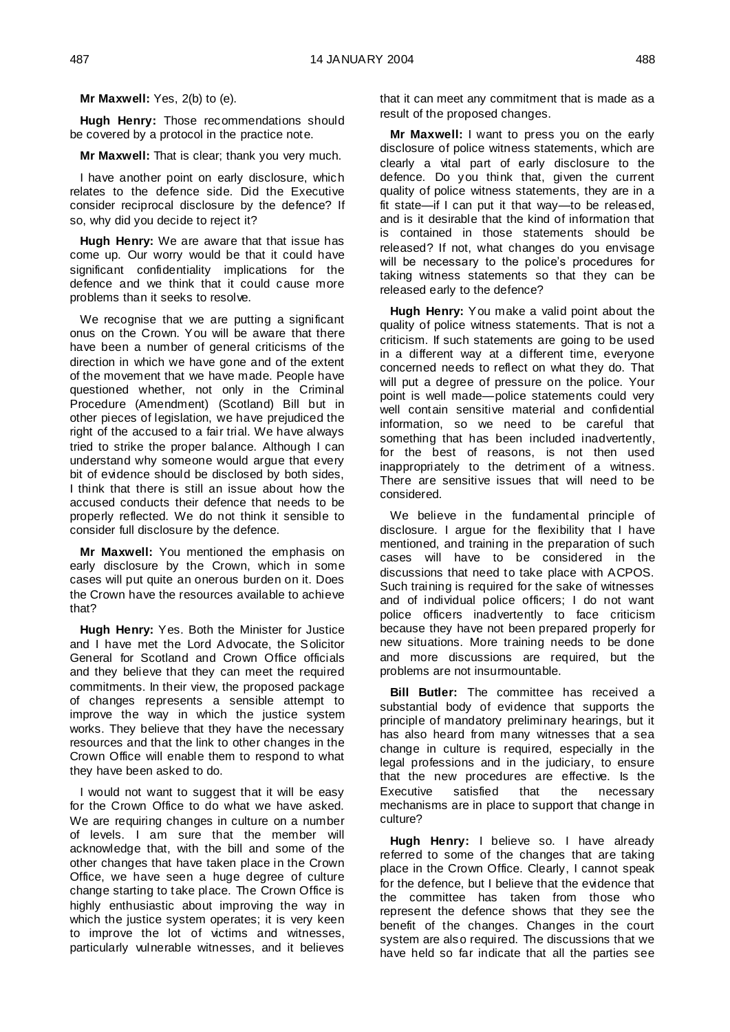**Mr Maxwell:** Yes, 2(b) to (e).

**Hugh Henry:** Those recommendations should be covered by a protocol in the practice note.

**Mr Maxwell:** That is clear; thank you very much.

I have another point on early disclosure, which relates to the defence side. Did the Executive consider reciprocal disclosure by the defence? If so, why did you decide to reject it?

**Hugh Henry:** We are aware that that issue has come up. Our worry would be that it could have significant confidentiality implications for the defence and we think that it could cause more problems than it seeks to resolve.

We recognise that we are putting a significant onus on the Crown. You will be aware that there have been a number of general criticisms of the direction in which we have gone and of the extent of the movement that we have made. People have questioned whether, not only in the Criminal Procedure (Amendment) (Scotland) Bill but in other pieces of legislation, we have prejudiced the right of the accused to a fair trial. We have always tried to strike the proper balance. Although I can understand why someone would argue that every bit of evidence should be disclosed by both sides, I think that there is still an issue about how the accused conducts their defence that needs to be properly reflected. We do not think it sensible to consider full disclosure by the defence.

**Mr Maxwell:** You mentioned the emphasis on early disclosure by the Crown, which in some cases will put quite an onerous burden on it. Does the Crown have the resources available to achieve that?

**Hugh Henry:** Yes. Both the Minister for Justice and I have met the Lord Advocate, the Solicitor General for Scotland and Crown Office officials and they believe that they can meet the required commitments. In their view, the proposed package of changes represents a sensible attempt to improve the way in which the justice system works. They believe that they have the necessary resources and that the link to other changes in the Crown Office will enable them to respond to what they have been asked to do.

I would not want to suggest that it will be easy for the Crown Office to do what we have asked. We are requiring changes in culture on a number of levels. I am sure that the member will acknowledge that, with the bill and some of the other changes that have taken place in the Crown Office, we have seen a huge degree of culture change starting to take place. The Crown Office is highly enthusiastic about improving the way in which the justice system operates; it is very keen to improve the lot of victims and witnesses, particularly vulnerable witnesses, and it believes that it can meet any commitment that is made as a result of the proposed changes.

**Mr Maxwell:** I want to press you on the early disclosure of police witness statements, which are clearly a vital part of early disclosure to the defence. Do you think that, given the current quality of police witness statements, they are in a fit state—if I can put it that way—to be released, and is it desirable that the kind of information that is contained in those statements should be released? If not, what changes do you envisage will be necessary to the police's procedures for taking witness statements so that they can be released early to the defence?

**Hugh Henry:** You make a valid point about the quality of police witness statements. That is not a criticism. If such statements are going to be used in a different way at a different time, everyone concerned needs to reflect on what they do. That will put a degree of pressure on the police. Your point is well made—police statements could very well contain sensitive material and confidential information, so we need to be careful that something that has been included inadvertently, for the best of reasons, is not then used inappropriately to the detriment of a witness. There are sensitive issues that will need to be considered.

We believe in the fundamental principle of disclosure. I argue for the flexibility that I have mentioned, and training in the preparation of such cases will have to be considered in the discussions that need to take place with ACPOS. Such training is required for the sake of witnesses and of individual police officers; I do not want police officers inadvertently to face criticism because they have not been prepared properly for new situations. More training needs to be done and more discussions are required, but the problems are not insurmountable.

**Bill Butler:** The committee has received a substantial body of evidence that supports the principle of mandatory preliminary hearings, but it has also heard from many witnesses that a sea change in culture is required, especially in the legal professions and in the judiciary, to ensure that the new procedures are effective. Is the Executive satisfied that the necessary mechanisms are in place to support that change in culture?

**Hugh Henry:** I believe so. I have already referred to some of the changes that are taking place in the Crown Office. Clearly, I cannot speak for the defence, but I believe that the evidence that the committee has taken from those who represent the defence shows that they see the benefit of the changes. Changes in the court system are also required. The discussions that we have held so far indicate that all the parties see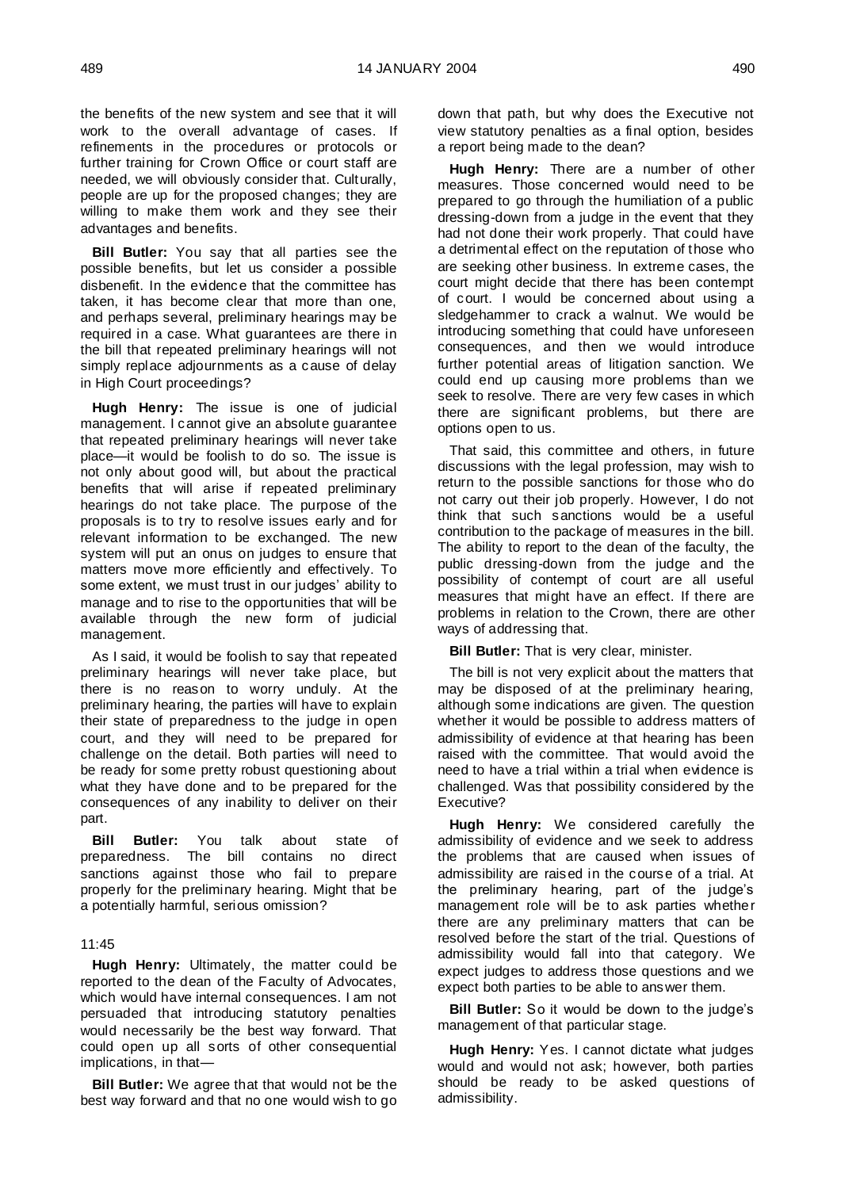the benefits of the new system and see that it will work to the overall advantage of cases. If refinements in the procedures or protocols or further training for Crown Office or court staff are needed, we will obviously consider that. Culturally, people are up for the proposed changes; they are willing to make them work and they see their advantages and benefits.

**Bill Butler:** You say that all parties see the possible benefits, but let us consider a possible disbenefit. In the evidence that the committee has taken, it has become clear that more than one, and perhaps several, preliminary hearings may be required in a case. What guarantees are there in the bill that repeated preliminary hearings will not simply replace adjournments as a cause of delay in High Court proceedings?

**Hugh Henry:** The issue is one of judicial management. I cannot give an absolute guarantee that repeated preliminary hearings will never take place—it would be foolish to do so. The issue is not only about good will, but about the practical benefits that will arise if repeated preliminary hearings do not take place. The purpose of the proposals is to try to resolve issues early and for relevant information to be exchanged. The new system will put an onus on judges to ensure that matters move more efficiently and effectively. To some extent, we must trust in our judges' ability to manage and to rise to the opportunities that will be available through the new form of judicial management.

As I said, it would be foolish to say that repeated preliminary hearings will never take place, but there is no reason to worry unduly. At the preliminary hearing, the parties will have to explain their state of preparedness to the judge in open court, and they will need to be prepared for challenge on the detail. Both parties will need to be ready for some pretty robust questioning about what they have done and to be prepared for the consequences of any inability to deliver on their part.

**Bill Butler:** You talk about state of preparedness. The bill contains no direct sanctions against those who fail to prepare properly for the preliminary hearing. Might that be a potentially harmful, serious omission?

11:45

**Hugh Henry:** Ultimately, the matter could be reported to the dean of the Faculty of Advocates, which would have internal consequences. I am not persuaded that introducing statutory penalties would necessarily be the best way forward. That could open up all sorts of other consequential implications, in that—

**Bill Butler:** We agree that that would not be the best way forward and that no one would wish to go down that path, but why does the Executive not view statutory penalties as a final option, besides a report being made to the dean?

**Hugh Henry:** There are a number of other measures. Those concerned would need to be prepared to go through the humiliation of a public dressing-down from a judge in the event that they had not done their work properly. That could have a detrimental effect on the reputation of those who are seeking other business. In extreme cases, the court might decide that there has been contempt of court. I would be concerned about using a sledgehammer to crack a walnut. We would be introducing something that could have unforeseen consequences, and then we would introduce further potential areas of litigation sanction. We could end up causing more problems than we seek to resolve. There are very few cases in which there are significant problems, but there are options open to us.

That said, this committee and others, in future discussions with the legal profession, may wish to return to the possible sanctions for those who do not carry out their job properly. However, I do not think that such sanctions would be a useful contribution to the package of measures in the bill. The ability to report to the dean of the faculty, the public dressing-down from the judge and the possibility of contempt of court are all useful measures that might have an effect. If there are problems in relation to the Crown, there are other ways of addressing that.

**Bill Butler:** That is very clear, minister.

The bill is not very explicit about the matters that may be disposed of at the preliminary hearing, although some indications are given. The question whether it would be possible to address matters of admissibility of evidence at that hearing has been raised with the committee. That would avoid the need to have a trial within a trial when evidence is challenged. Was that possibility considered by the Executive?

**Hugh Henry:** We considered carefully the admissibility of evidence and we seek to address the problems that are caused when issues of admissibility are raised in the course of a trial. At the preliminary hearing, part of the judge's management role will be to ask parties whether there are any preliminary matters that can be resolved before the start of the trial. Questions of admissibility would fall into that category. We expect judges to address those questions and we expect both parties to be able to answer them.

**Bill Butler:** So it would be down to the judge's management of that particular stage.

**Hugh Henry:** Yes. I cannot dictate what judges would and would not ask; however, both parties should be ready to be asked questions of admissibility.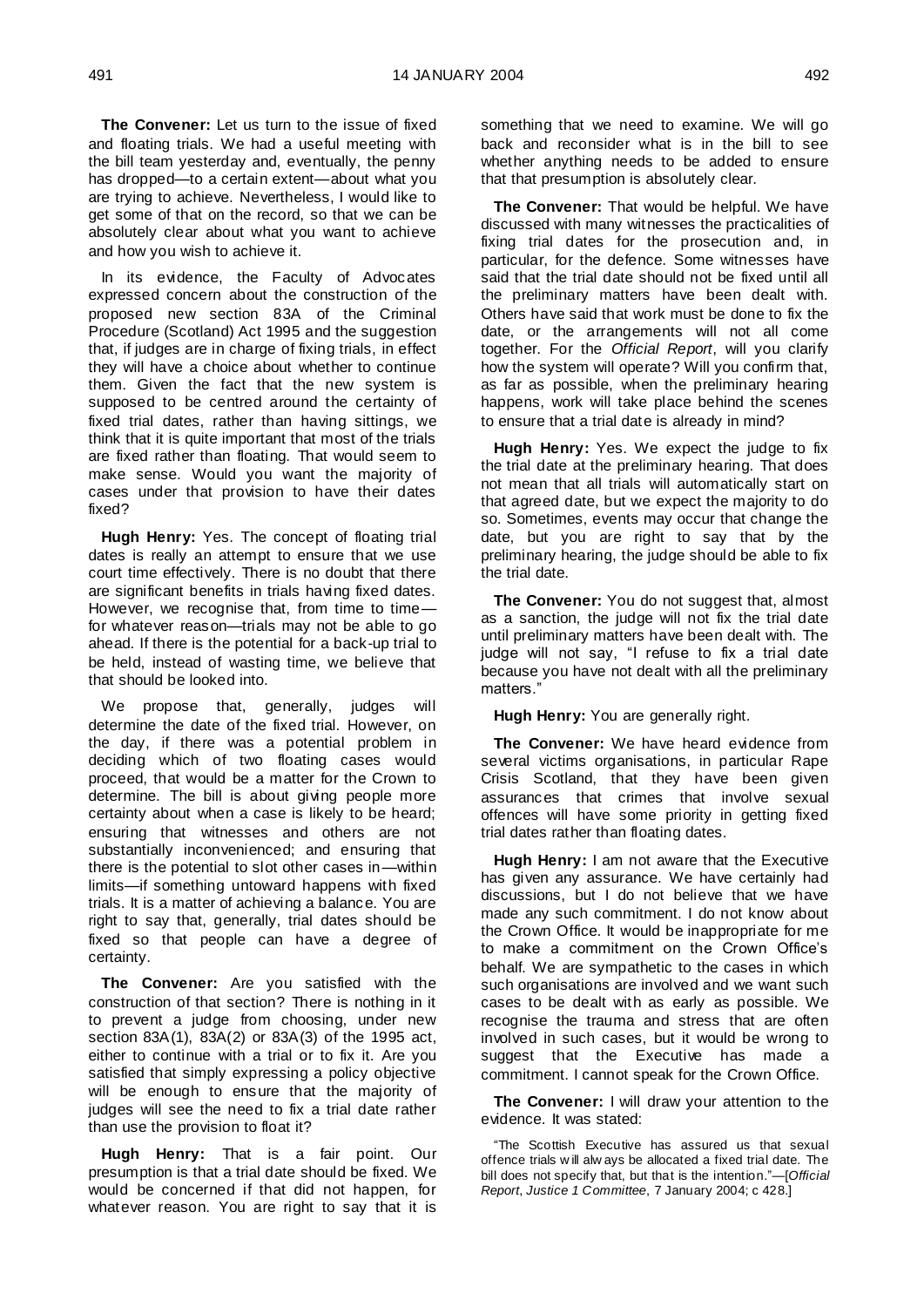**The Convener:** Let us turn to the issue of fixed and floating trials. We had a useful meeting with the bill team yesterday and, eventually, the penny has dropped—to a certain extent—about what you are trying to achieve. Nevertheless, I would like to get some of that on the record, so that we can be absolutely clear about what you want to achieve and how you wish to achieve it.

In its evidence, the Faculty of Advocates expressed concern about the construction of the proposed new section 83A of the Criminal Procedure (Scotland) Act 1995 and the suggestion that, if judges are in charge of fixing trials, in effect they will have a choice about whether to continue them. Given the fact that the new system is supposed to be centred around the certainty of fixed trial dates, rather than having sittings, we think that it is quite important that most of the trials are fixed rather than floating. That would seem to make sense. Would you want the majority of cases under that provision to have their dates fixed?

**Hugh Henry:** Yes. The concept of floating trial dates is really an attempt to ensure that we use court time effectively. There is no doubt that there are significant benefits in trials having fixed dates. However, we recognise that, from time to time—for whatever reason—trials may not be able to go ahead. If there is the potential for a back-up trial to be held, instead of wasting time, we believe that that should be looked into.

We propose that, generally, judges will determine the date of the fixed trial. However, on the day, if there was a potential problem in deciding which of two floating cases would proceed, that would be a matter for the Crown to determine. The bill is about giving people more certainty about when a case is likely to be heard; ensuring that witnesses and others are not substantially inconvenienced; and ensuring that there is the potential to slot other cases in—within limits—if something untoward happens with fixed trials. It is a matter of achieving a balance. You are right to say that, generally, trial dates should be fixed so that people can have a degree of certainty.

**The Convener:** Are you satisfied with the construction of that section? There is nothing in it to prevent a judge from choosing, under new section 83A(1), 83A(2) or 83A(3) of the 1995 act, either to continue with a trial or to fix it. Are you satisfied that simply expressing a policy objective will be enough to ensure that the majority of judges will see the need to fix a trial date rather than use the provision to float it?

**Hugh Henry:** That is a fair point. Our presumption is that a trial date should be fixed. We would be concerned if that did not happen, for whatever reason. You are right to say that it is something that we need to examine. We will go back and reconsider what is in the bill to see whether anything needs to be added to ensure that that presumption is absolutely clear.

**The Convener:** That would be helpful. We have discussed with many witnesses the practicalities of fixing trial dates for the prosecution and, in particular, for the defence. Some witnesses have said that the trial date should not be fixed until all the preliminary matters have been dealt with. Others have said that work must be done to fix the date, or the arrangements will not all come together. For the *Official Report*, will you clarify how the system will operate? Will you confirm that, as far as possible, when the preliminary hearing happens, work will take place behind the scenes to ensure that a trial date is already in mind?

**Hugh Henry:** Yes. We expect the judge to fix the trial date at the preliminary hearing. That does not mean that all trials will automatically start on that agreed date, but we expect the majority to do so. Sometimes, events may occur that change the date, but you are right to say that by the preliminary hearing, the judge should be able to fix the trial date.

**The Convener:** You do not suggest that, almost as a sanction, the judge will not fix the trial date until preliminary matters have been dealt with. The judge will not say, "I refuse to fix a trial date because you have not dealt with all the preliminary matters."

**Hugh Henry:** You are generally right.

**The Convener:** We have heard evidence from several victims organisations, in particular Rape Crisis Scotland, that they have been given assurances that crimes that involve sexual offences will have some priority in getting fixed trial dates rather than floating dates.

**Hugh Henry:** I am not aware that the Executive has given any assurance. We have certainly had discussions, but I do not believe that we have made any such commitment. I do not know about the Crown Office. It would be inappropriate for me to make a commitment on the Crown Office's behalf. We are sympathetic to the cases in which such organisations are involved and we want such cases to be dealt with as early as possible. We recognise the trauma and stress that are often involved in such cases, but it would be wrong to suggest that the Executive has made a commitment. I cannot speak for the Crown Office.

**The Convener:** I will draw your attention to the evidence. It was stated:

"The Scottish Executive has assured us that sexual offence trials will always be allocated a fixed trial date. The bill does not specify that, but that is the intention."—[*Official Report*, *Justice 1 Committee*, 7 January 2004; c 428.]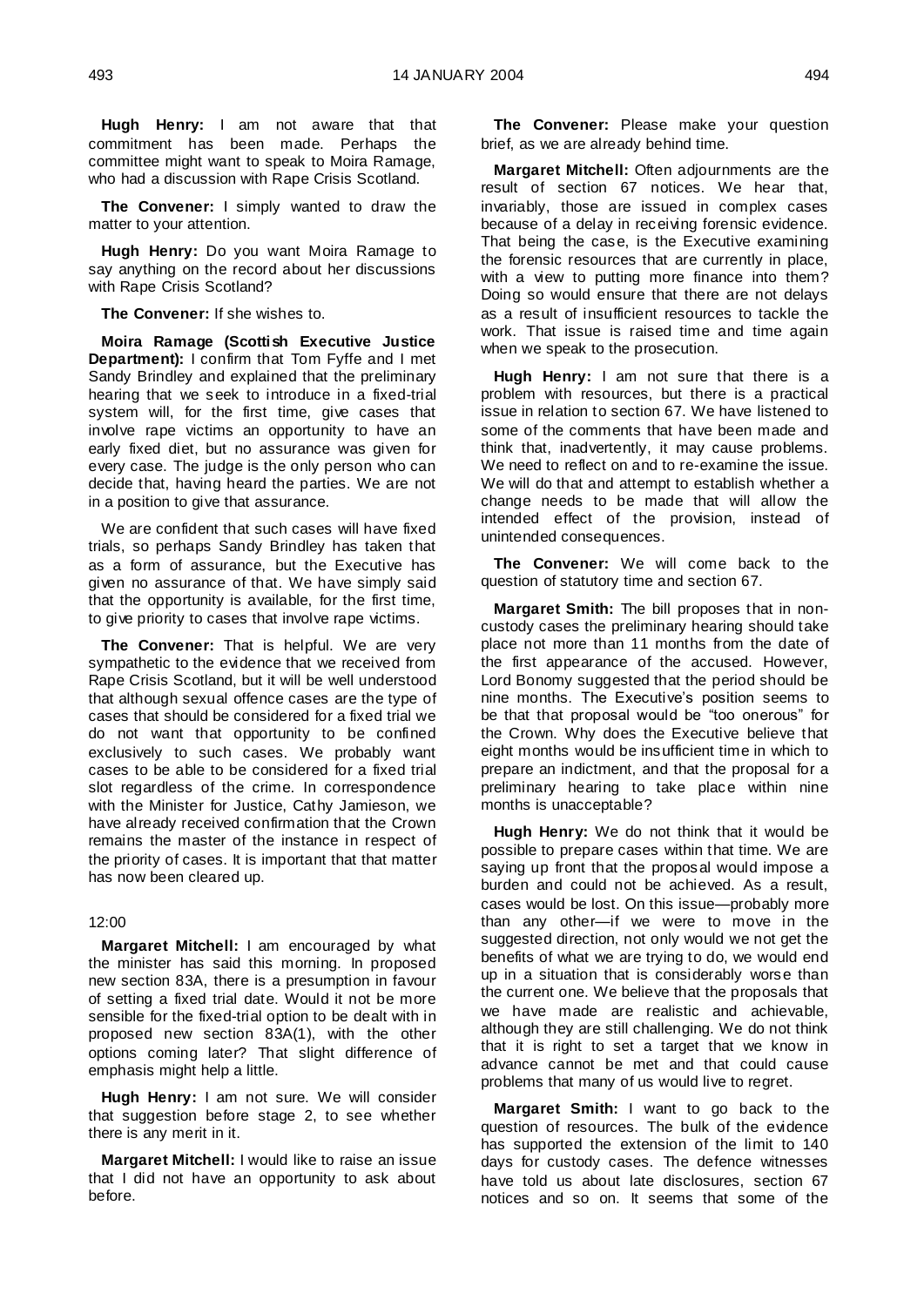**Hugh Henry:** I am not aware that that commitment has been made. Perhaps the committee might want to speak to Moira Ramage, who had a discussion with Rape Crisis Scotland.

**The Convener:** I simply wanted to draw the matter to your attention.

**Hugh Henry:** Do you want Moira Ramage to say anything on the record about her discussions with Rape Crisis Scotland?

**The Convener:** If she wishes to.

**Moira Ramage (Scottish Executive Justice Department):** I confirm that Tom Fyffe and I met Sandy Brindley and explained that the preliminary hearing that we seek to introduce in a fixed-trial system will, for the first time, give cases that involve rape victims an opportunity to have an early fixed diet, but no assurance was given for every case. The judge is the only person who can decide that, having heard the parties. We are not in a position to give that assurance.

We are confident that such cases will have fixed trials, so perhaps Sandy Brindley has taken that as a form of assurance, but the Executive has given no assurance of that. We have simply said that the opportunity is available, for the first time, to give priority to cases that involve rape victims.

**The Convener:** That is helpful. We are very sympathetic to the evidence that we received from Rape Crisis Scotland, but it will be well understood that although sexual offence cases are the type of cases that should be considered for a fixed trial we do not want that opportunity to be confined exclusively to such cases. We probably want cases to be able to be considered for a fixed trial slot regardless of the crime. In correspondence with the Minister for Justice, Cathy Jamieson, we have already received confirmation that the Crown remains the master of the instance in respect of the priority of cases. It is important that that matter has now been cleared up.

12:00

**Margaret Mitchell:** I am encouraged by what the minister has said this morning. In proposed new section 83A, there is a presumption in favour of setting a fixed trial date. Would it not be more sensible for the fixed-trial option to be dealt with in proposed new section 83A(1), with the other options coming later? That slight difference of emphasis might help a little.

**Hugh Henry:** I am not sure. We will consider that suggestion before stage 2, to see whether there is any merit in it.

**Margaret Mitchell:** I would like to raise an issue that I did not have an opportunity to ask about before.

**The Convener:** Please make your question brief, as we are already behind time.

**Margaret Mitchell:** Often adjournments are the result of section 67 notices. We hear that, invariably, those are issued in complex cases because of a delay in receiving forensic evidence. That being the case, is the Executive examining the forensic resources that are currently in place, with a view to putting more finance into them? Doing so would ensure that there are not delays as a result of insufficient resources to tackle the work. That issue is raised time and time again when we speak to the prosecution.

**Hugh Henry:** I am not sure that there is a problem with resources, but there is a practical issue in relation to section 67. We have listened to some of the comments that have been made and think that, inadvertently, it may cause problems. We need to reflect on and to re-examine the issue. We will do that and attempt to establish whether a change needs to be made that will allow the intended effect of the provision, instead of unintended consequences.

**The Convener:** We will come back to the question of statutory time and section 67.

**Margaret Smith:** The bill proposes that in non-custody cases the preliminary hearing should take place not more than 11 months from the date of the first appearance of the accused. However, Lord Bonomy suggested that the period should be nine months. The Executive's position seems to be that that proposal would be "too onerous" for the Crown. Why does the Executive believe that eight months would be insufficient time in which to prepare an indictment, and that the proposal for a preliminary hearing to take place within nine months is unacceptable?

**Hugh Henry:** We do not think that it would be possible to prepare cases within that time. We are saying up front that the proposal would impose a burden and could not be achieved. As a result, cases would be lost. On this issue—probably more than any other—if we were to move in the suggested direction, not only would we not get the benefits of what we are trying to do, we would end up in a situation that is considerably worse than the current one. We believe that the proposals that we have made are realistic and achievable, although they are still challenging. We do not think that it is right to set a target that we know in advance cannot be met and that could cause problems that many of us would live to regret.

**Margaret Smith:** I want to go back to the question of resources. The bulk of the evidence has supported the extension of the limit to 140 days for custody cases. The defence witnesses have told us about late disclosures, section 67 notices and so on. It seems that some of the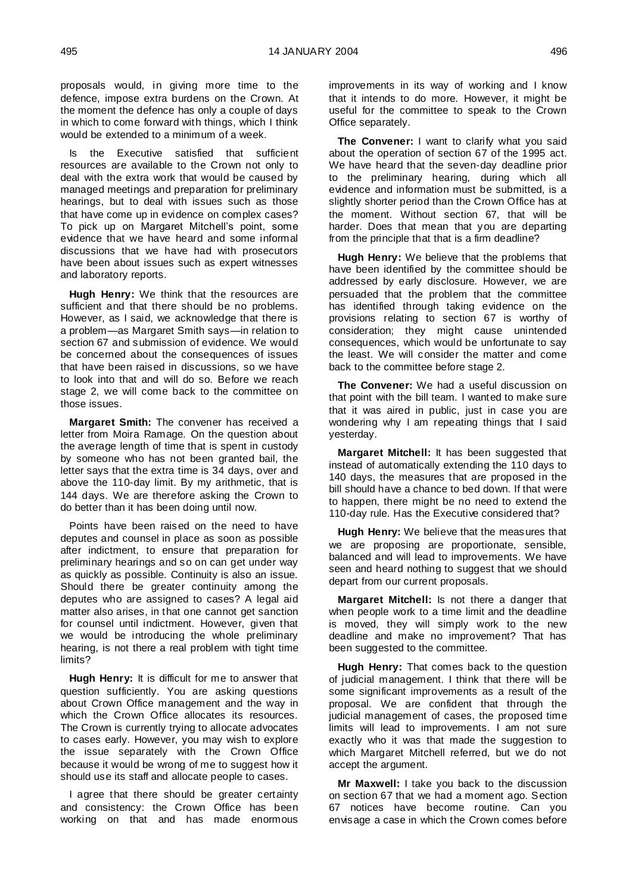proposals would, in giving more time to the defence, impose extra burdens on the Crown. At the moment the defence has only a couple of days in which to come forward with things, which I think would be extended to a minimum of a week.

Is the Executive satisfied that sufficient resources are available to the Crown not only to deal with the extra work that would be caused by managed meetings and preparation for preliminary hearings, but to deal with issues such as those that have come up in evidence on complex cases? To pick up on Margaret Mitchell's point, some evidence that we have heard and some informal discussions that we have had with prosecutors have been about issues such as expert witnesses and laboratory reports.

**Hugh Henry:** We think that the resources are sufficient and that there should be no problems. However, as I said, we acknowledge that there is a problem—as Margaret Smith says—in relation to section 67 and submission of evidence. We would be concerned about the consequences of issues that have been raised in discussions, so we have to look into that and will do so. Before we reach stage 2, we will come back to the committee on those issues.

**Margaret Smith:** The convener has received a letter from Moira Ramage. On the question about the average length of time that is spent in custody by someone who has not been granted bail, the letter says that the extra time is 34 days, over and above the 110-day limit. By my arithmetic, that is 144 days. We are therefore asking the Crown to do better than it has been doing until now.

Points have been raised on the need to have deputes and counsel in place as soon as possible after indictment, to ensure that preparation for preliminary hearings and so on can get under way as quickly as possible. Continuity is also an issue. Should there be greater continuity among the deputes who are assigned to cases? A legal aid matter also arises, in that one cannot get sanction for counsel until indictment. However, given that we would be introducing the whole preliminary hearing, is not there a real problem with tight time limits?

**Hugh Henry:** It is difficult for me to answer that question sufficiently. You are asking questions about Crown Office management and the way in which the Crown Office allocates its resources. The Crown is currently trying to allocate advocates to cases early. However, you may wish to explore the issue separately with the Crown Office because it would be wrong of me to suggest how it should use its staff and allocate people to cases.

I agree that there should be greater certainty and consistency: the Crown Office has been working on that and has made enormous improvements in its way of working and I know that it intends to do more. However, it might be useful for the committee to speak to the Crown Office separately.

**The Convener:** I want to clarify what you said about the operation of section 67 of the 1995 act. We have heard that the seven-day deadline prior to the preliminary hearing, during which all evidence and information must be submitted, is a slightly shorter period than the Crown Office has at the moment. Without section 67, that will be harder. Does that mean that you are departing from the principle that that is a firm deadline?

**Hugh Henry:** We believe that the problems that have been identified by the committee should be addressed by early disclosure. However, we are persuaded that the problem that the committee has identified through taking evidence on the provisions relating to section 67 is worthy of consideration; they might cause unintended consequences, which would be unfortunate to say the least. We will consider the matter and come back to the committee before stage 2.

**The Convener:** We had a useful discussion on that point with the bill team. I wanted to make sure that it was aired in public, just in case you are wondering why I am repeating things that I said yesterday.

**Margaret Mitchell:** It has been suggested that instead of automatically extending the 110 days to 140 days, the measures that are proposed in the bill should have a chance to bed down. If that were to happen, there might be no need to extend the 110-day rule. Has the Executive considered that?

**Hugh Henry:** We believe that the measures that we are proposing are proportionate, sensible, balanced and will lead to improvements. We have seen and heard nothing to suggest that we should depart from our current proposals.

**Margaret Mitchell:** Is not there a danger that when people work to a time limit and the deadline is moved, they will simply work to the new deadline and make no improvement? That has been suggested to the committee.

**Hugh Henry:** That comes back to the question of judicial management. I think that there will be some significant improvements as a result of the proposal. We are confident that through the judicial management of cases, the proposed time limits will lead to improvements. I am not sure exactly who it was that made the suggestion to which Margaret Mitchell referred, but we do not accept the argument.

**Mr Maxwell:** I take you back to the discussion on section 67 that we had a moment ago. Section 67 notices have become routine. Can you envisage a case in which the Crown comes before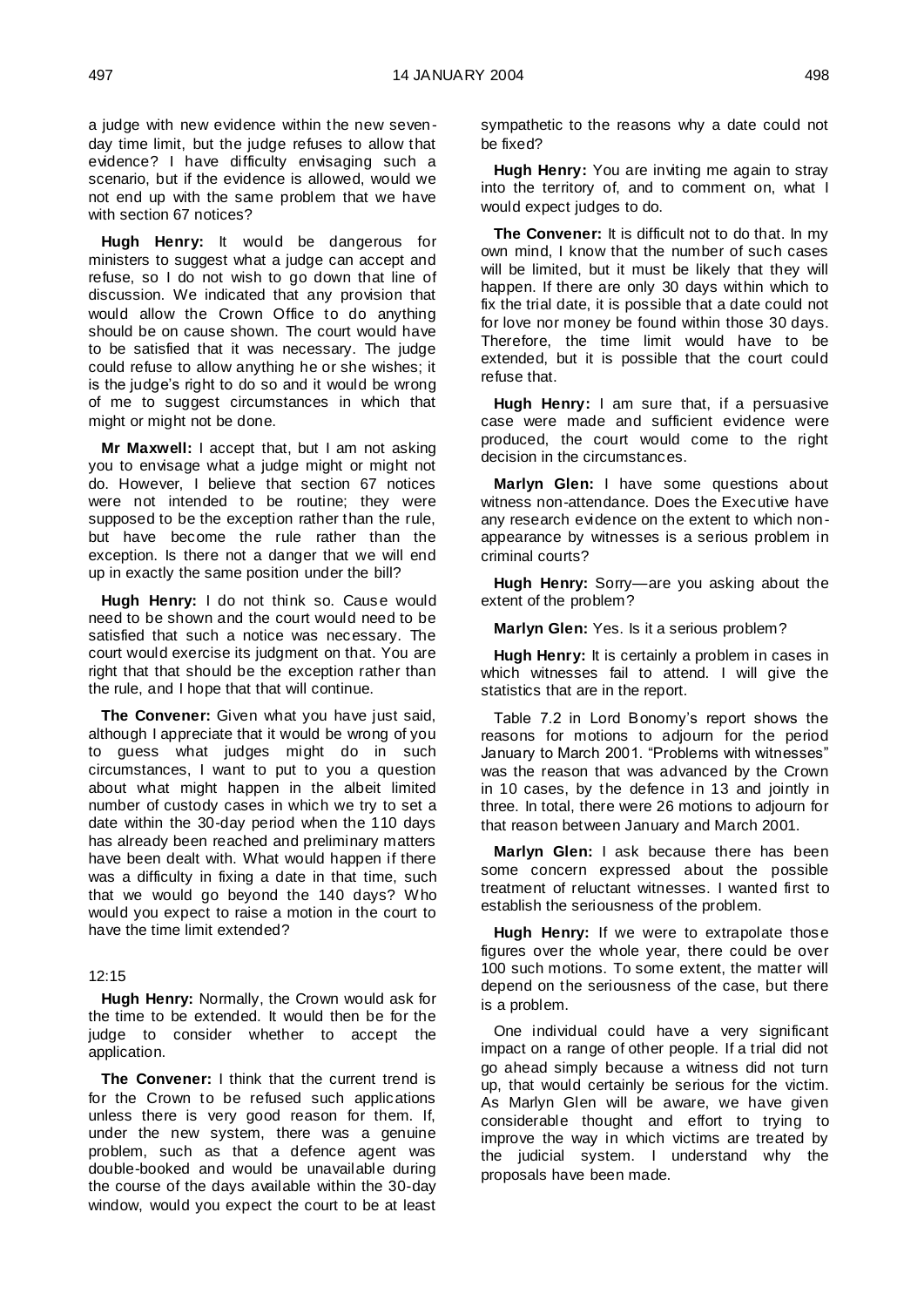a judge with new evidence within the new seven-day time limit, but the judge refuses to allow that evidence? I have difficulty envisaging such a scenario, but if the evidence is allowed, would we not end up with the same problem that we have with section 67 notices?

**Hugh Henry:** It would be dangerous for ministers to suggest what a judge can accept and refuse, so I do not wish to go down that line of discussion. We indicated that any provision that would allow the Crown Office to do anything should be on cause shown. The court would have to be satisfied that it was necessary. The judge could refuse to allow anything he or she wishes; it is the judge's right to do so and it would be wrong of me to suggest circumstances in which that might or might not be done.

**Mr Maxwell:** I accept that, but I am not asking you to envisage what a judge might or might not do. However, I believe that section 67 notices were not intended to be routine; they were supposed to be the exception rather than the rule, but have become the rule rather than the exception. Is there not a danger that we will end up in exactly the same position under the bill?

**Hugh Henry:** I do not think so. Cause would need to be shown and the court would need to be satisfied that such a notice was necessary. The court would exercise its judgment on that. You are right that that should be the exception rather than the rule, and I hope that that will continue.

**The Convener:** Given what you have just said, although I appreciate that it would be wrong of you to guess what judges might do in such circumstances, I want to put to you a question about what might happen in the albeit limited number of custody cases in which we try to set a date within the 30-day period when the 110 days has already been reached and preliminary matters have been dealt with. What would happen if there was a difficulty in fixing a date in that time, such that we would go beyond the 140 days? Who would you expect to raise a motion in the court to have the time limit extended?

12:15

**Hugh Henry:** Normally, the Crown would ask for the time to be extended. It would then be for the judge to consider whether to accept the application.

**The Convener:** I think that the current trend is for the Crown to be refused such applications unless there is very good reason for them. If, under the new system, there was a genuine problem, such as that a defence agent was double-booked and would be unavailable during the course of the days available within the 30-day window, would you expect the court to be at least sympathetic to the reasons why a date could not be fixed?

**Hugh Henry:** You are inviting me again to stray into the territory of, and to comment on, what I would expect judges to do.

**The Convener:** It is difficult not to do that. In my own mind, I know that the number of such cases will be limited, but it must be likely that they will happen. If there are only 30 days within which to fix the trial date, it is possible that a date could not for love nor money be found within those 30 days. Therefore, the time limit would have to be extended, but it is possible that the court could refuse that.

**Hugh Henry:** I am sure that, if a persuasive case were made and sufficient evidence were produced, the court would come to the right decision in the circumstances.

**Marlyn Glen:** I have some questions about witness non-attendance. Does the Executive have any research evidence on the extent to which non-appearance by witnesses is a serious problem in criminal courts?

**Hugh Henry:** Sorry—are you asking about the extent of the problem?

**Marlyn Glen:** Yes. Is it a serious problem?

**Hugh Henry:** It is certainly a problem in cases in which witnesses fail to attend. I will give the statistics that are in the report.

Table 7.2 in Lord Bonomy's report shows the reasons for motions to adjourn for the period January to March 2001. "Problems with witnesses" was the reason that was advanced by the Crown in 10 cases, by the defence in 13 and jointly in three. In total, there were 26 motions to adjourn for that reason between January and March 2001.

**Marlyn Glen:** I ask because there has been some concern expressed about the possible treatment of reluctant witnesses. I wanted first to establish the seriousness of the problem.

**Hugh Henry:** If we were to extrapolate those figures over the whole year, there could be over 100 such motions. To some extent, the matter will depend on the seriousness of the case, but there is a problem.

One individual could have a very significant impact on a range of other people. If a trial did not go ahead simply because a witness did not turn up, that would certainly be serious for the victim. As Marlyn Glen will be aware, we have given considerable thought and effort to trying to improve the way in which victims are treated by the judicial system. I understand why the proposals have been made.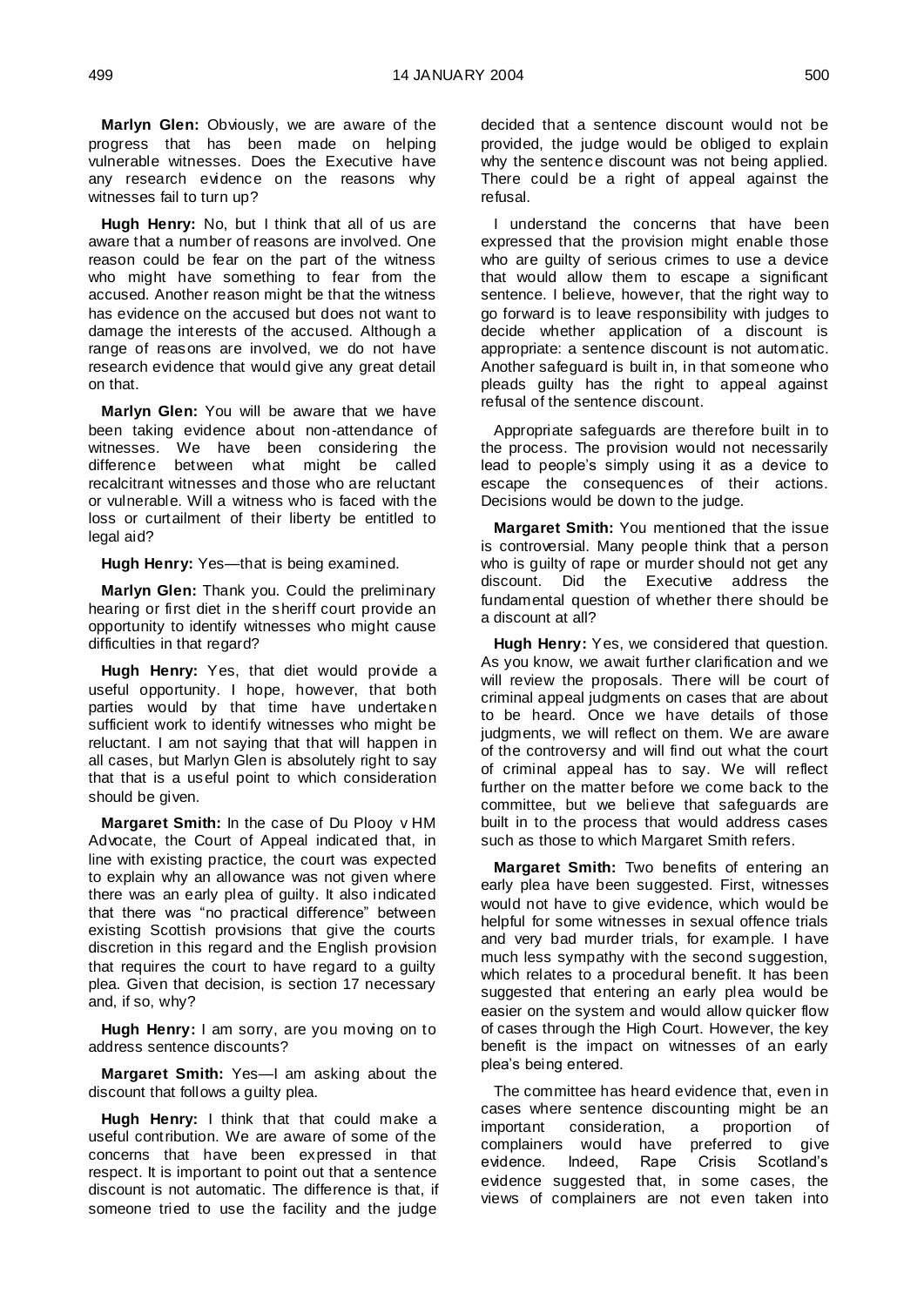**Marlyn Glen:** Obviously, we are aware of the progress that has been made on helping vulnerable witnesses. Does the Executive have any research evidence on the reasons why witnesses fail to turn up?

**Hugh Henry:** No, but I think that all of us are aware that a number of reasons are involved. One reason could be fear on the part of the witness who might have something to fear from the accused. Another reason might be that the witness has evidence on the accused but does not want to damage the interests of the accused. Although a range of reasons are involved, we do not have research evidence that would give any great detail on that.

**Marlyn Glen:** You will be aware that we have been taking evidence about non-attendance of witnesses. We have been considering the difference between what might be called recalcitrant witnesses and those who are reluctant or vulnerable. Will a witness who is faced with the loss or curtailment of their liberty be entitled to legal aid?

**Hugh Henry:** Yes—that is being examined.

**Marlyn Glen:** Thank you. Could the preliminary hearing or first diet in the sheriff court provide an opportunity to identify witnesses who might cause difficulties in that regard?

**Hugh Henry:** Yes, that diet would provide a useful opportunity. I hope, however, that both parties would by that time have undertaken sufficient work to identify witnesses who might be reluctant. I am not saying that that will happen in all cases, but Marlyn Glen is absolutely right to say that that is a useful point to which consideration should be given.

**Margaret Smith:** In the case of Du Plooy v HM Advocate, the Court of Appeal indicated that, in line with existing practice, the court was expected to explain why an allowance was not given where there was an early plea of guilty. It also indicated that there was "no practical difference" between existing Scottish provisions that give the courts discretion in this regard and the English provision that requires the court to have regard to a guilty plea. Given that decision, is section 17 necessary and, if so, why?

**Hugh Henry:** I am sorry, are you moving on to address sentence discounts?

**Margaret Smith:** Yes—I am asking about the discount that follows a guilty plea.

**Hugh Henry:** I think that that could make a useful contribution. We are aware of some of the concerns that have been expressed in that respect. It is important to point out that a sentence discount is not automatic. The difference is that, if someone tried to use the facility and the judge decided that a sentence discount would not be provided, the judge would be obliged to explain why the sentence discount was not being applied. There could be a right of appeal against the refusal.

I understand the concerns that have been expressed that the provision might enable those who are guilty of serious crimes to use a device that would allow them to escape a significant sentence. I believe, however, that the right way to go forward is to leave responsibility with judges to decide whether application of a discount is appropriate: a sentence discount is not automatic. Another safeguard is built in, in that someone who pleads guilty has the right to appeal against refusal of the sentence discount.

Appropriate safeguards are therefore built in to the process. The provision would not necessarily lead to people's simply using it as a device to escape the consequences of their actions. Decisions would be down to the judge.

**Margaret Smith:** You mentioned that the issue is controversial. Many people think that a person who is guilty of rape or murder should not get any discount. Did the Executive address the fundamental question of whether there should be a discount at all?

**Hugh Henry:** Yes, we considered that question. As you know, we await further clarification and we will review the proposals. There will be court of criminal appeal judgments on cases that are about to be heard. Once we have details of those judgments, we will reflect on them. We are aware of the controversy and will find out what the court of criminal appeal has to say. We will reflect further on the matter before we come back to the committee, but we believe that safeguards are built in to the process that would address cases such as those to which Margaret Smith refers.

**Margaret Smith:** Two benefits of entering an early plea have been suggested. First, witnesses would not have to give evidence, which would be helpful for some witnesses in sexual offence trials and very bad murder trials, for example. I have much less sympathy with the second suggestion, which relates to a procedural benefit. It has been suggested that entering an early plea would be easier on the system and would allow quicker flow of cases through the High Court. However, the key benefit is the impact on witnesses of an early plea's being entered.

The committee has heard evidence that, even in cases where sentence discounting might be an important consideration, a proportion of complainers would have preferred to give evidence. Indeed, Rape Crisis Scotland's evidence suggested that, in some cases, the views of complainers are not even taken into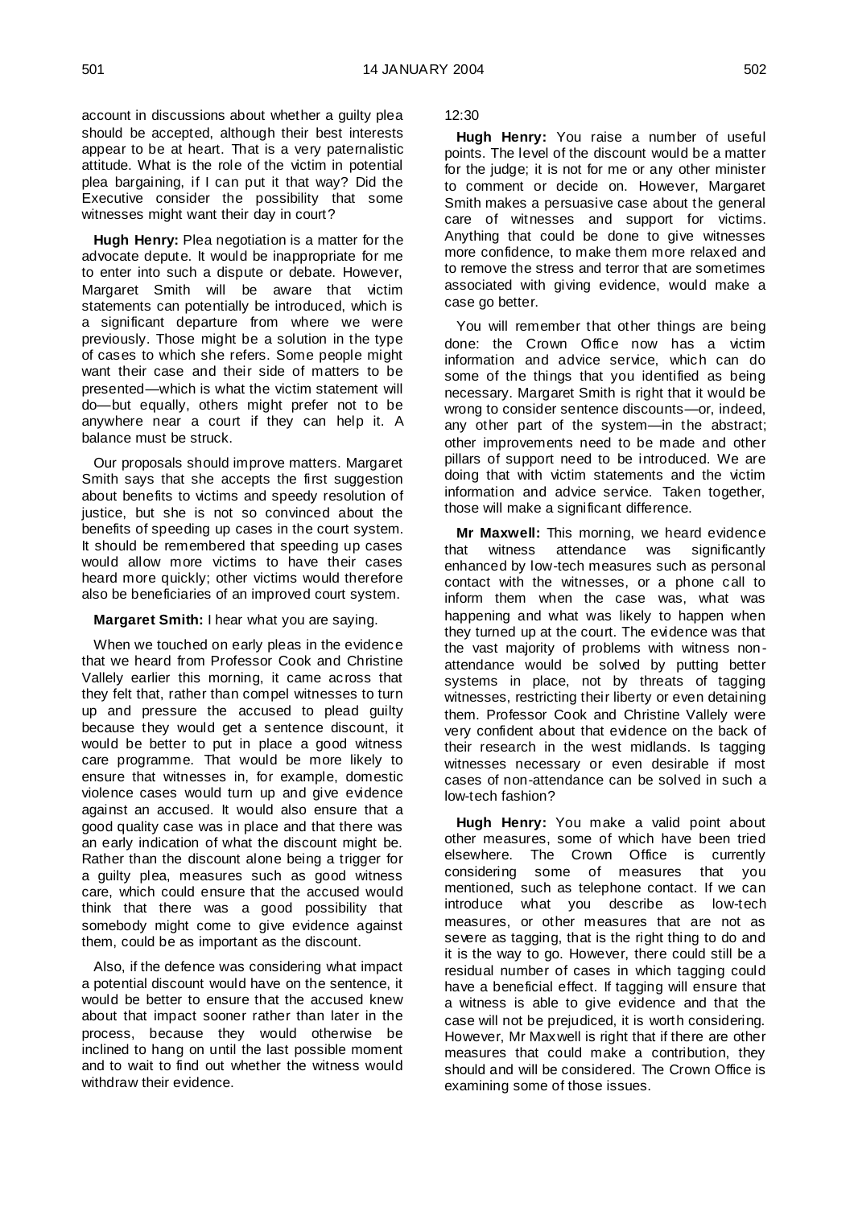account in discussions about whether a guilty plea should be accepted, although their best interests appear to be at heart. That is a very paternalistic attitude. What is the role of the victim in potential plea bargaining, if I can put it that way? Did the Executive consider the possibility that some witnesses might want their day in court?

**Hugh Henry:** Plea negotiation is a matter for the advocate depute. It would be inappropriate for me to enter into such a dispute or debate. However, Margaret Smith will be aware that victim statements can potentially be introduced, which is a significant departure from where we were previously. Those might be a solution in the type of cases to which she refers. Some people might want their case and their side of matters to be presented—which is what the victim statement will do—but equally, others might prefer not to be anywhere near a court if they can help it. A balance must be struck.

Our proposals should improve matters. Margaret Smith says that she accepts the first suggestion about benefits to victims and speedy resolution of justice, but she is not so convinced about the benefits of speeding up cases in the court system. It should be remembered that speeding up cases would allow more victims to have their cases heard more quickly; other victims would therefore also be beneficiaries of an improved court system.

**Margaret Smith:** I hear what you are saying.

When we touched on early pleas in the evidence that we heard from Professor Cook and Christine Vallely earlier this morning, it came across that they felt that, rather than compel witnesses to turn up and pressure the accused to plead guilty because they would get a sentence discount, it would be better to put in place a good witness care programme. That would be more likely to ensure that witnesses in, for example, domestic violence cases would turn up and give evidence against an accused. It would also ensure that a good quality case was in place and that there was an early indication of what the discount might be. Rather than the discount alone being a trigger for a guilty plea, measures such as good witness care, which could ensure that the accused would think that there was a good possibility that somebody might come to give evidence against them, could be as important as the discount.

Also, if the defence was considering what impact a potential discount would have on the sentence, it would be better to ensure that the accused knew about that impact sooner rather than later in the process, because they would otherwise be inclined to hang on until the last possible moment and to wait to find out whether the witness would withdraw their evidence.

12:30

**Hugh Henry:** You raise a number of useful points. The level of the discount would be a matter for the judge; it is not for me or any other minister to comment or decide on. However, Margaret Smith makes a persuasive case about the general care of witnesses and support for victims. Anything that could be done to give witnesses more confidence, to make them more relaxed and to remove the stress and terror that are sometimes associated with giving evidence, would make a case go better.

You will remember that other things are being done: the Crown Office now has a victim information and advice service, which can do some of the things that you identified as being necessary. Margaret Smith is right that it would be wrong to consider sentence discounts—or, indeed, any other part of the system—in the abstract; other improvements need to be made and other pillars of support need to be introduced. We are doing that with victim statements and the victim information and advice service. Taken together, those will make a significant difference.

**Mr Maxwell:** This morning, we heard evidence that witness attendance was significantly enhanced by low-tech measures such as personal contact with the witnesses, or a phone call to inform them when the case was, what was happening and what was likely to happen when they turned up at the court. The evidence was that the vast majority of problems with witness non-attendance would be solved by putting better systems in place, not by threats of tagging witnesses, restricting their liberty or even detaining them. Professor Cook and Christine Vallely were very confident about that evidence on the back of their research in the west midlands. Is tagging witnesses necessary or even desirable if most cases of non-attendance can be solved in such a low-tech fashion?

**Hugh Henry:** You make a valid point about other measures, some of which have been tried elsewhere. The Crown Office is currently considering some of measures that you mentioned, such as telephone contact. If we can introduce what you describe as low-tech measures, or other measures that are not as severe as tagging, that is the right thing to do and it is the way to go. However, there could still be a residual number of cases in which tagging could have a beneficial effect. If tagging will ensure that a witness is able to give evidence and that the case will not be prejudiced, it is worth considering. However, Mr Maxwell is right that if there are other measures that could make a contribution, they should and will be considered. The Crown Office is examining some of those issues.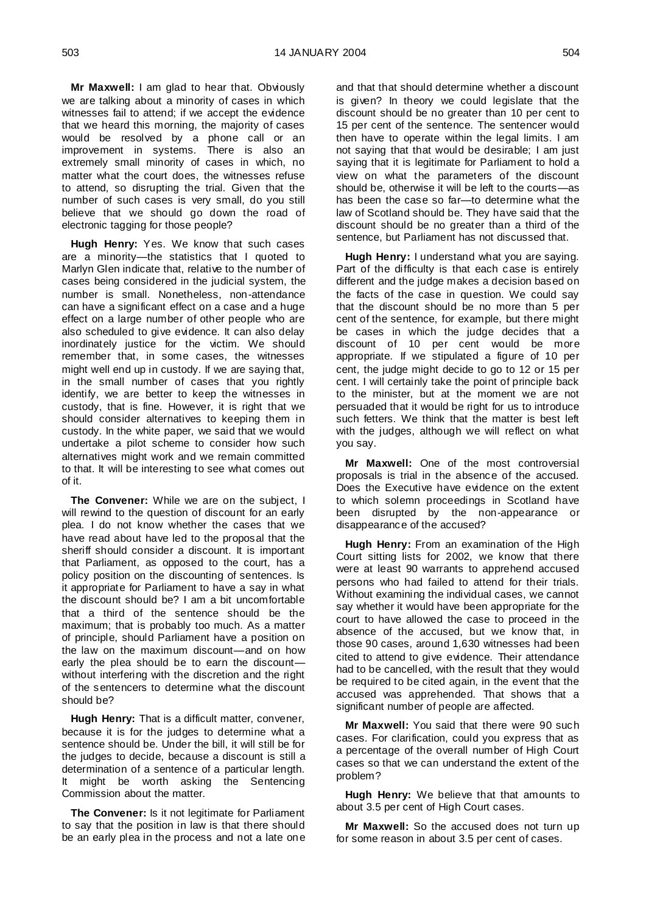**Mr Maxwell:** I am glad to hear that. Obviously we are talking about a minority of cases in which witnesses fail to attend; if we accept the evidence that we heard this morning, the majority of cases would be resolved by a phone call or an improvement in systems. There is also an extremely small minority of cases in which, no matter what the court does, the witnesses refuse to attend, so disrupting the trial. Given that the number of such cases is very small, do you still believe that we should go down the road of electronic tagging for those people?

**Hugh Henry:** Yes. We know that such cases are a minority—the statistics that I quoted to Marlyn Glen indicate that, relative to the number of cases being considered in the judicial system, the number is small. Nonetheless, non-attendance can have a significant effect on a case and a huge effect on a large number of other people who are also scheduled to give evidence. It can also delay inordinately justice for the victim. We should remember that, in some cases, the witnesses might well end up in custody. If we are saying that, in the small number of cases that you rightly identify, we are better to keep the witnesses in custody, that is fine. However, it is right that we should consider alternatives to keeping them in custody. In the white paper, we said that we would undertake a pilot scheme to consider how such alternatives might work and we remain committed to that. It will be interesting to see what comes out of it.

**The Convener:** While we are on the subject, I will rewind to the question of discount for an early plea. I do not know whether the cases that we have read about have led to the proposal that the sheriff should consider a discount. It is important that Parliament, as opposed to the court, has a policy position on the discounting of sentences. Is it appropriate for Parliament to have a say in what the discount should be? I am a bit uncomfortable that a third of the sentence should be the maximum; that is probably too much. As a matter of principle, should Parliament have a position on the law on the maximum discount—and on how early the plea should be to earn the discount—without interfering with the discretion and the right of the sentencers to determine what the discount should be?

**Hugh Henry:** That is a difficult matter, convener, because it is for the judges to determine what a sentence should be. Under the bill, it will still be for the judges to decide, because a discount is still a determination of a sentence of a particular length. It might be worth asking the Sentencing Commission about the matter.

**The Convener:** Is it not legitimate for Parliament to say that the position in law is that there should be an early plea in the process and not a late one and that that should determine whether a discount is given? In theory we could legislate that the discount should be no greater than 10 per cent to 15 per cent of the sentence. The sentencer would then have to operate within the legal limits. I am not saying that that would be desirable; I am just saying that it is legitimate for Parliament to hold a view on what the parameters of the discount should be, otherwise it will be left to the courts—as has been the case so far—to determine what the law of Scotland should be. They have said that the discount should be no greater than a third of the sentence, but Parliament has not discussed that.

**Hugh Henry:** I understand what you are saying. Part of the difficulty is that each case is entirely different and the judge makes a decision based on the facts of the case in question. We could say that the discount should be no more than 5 per cent of the sentence, for example, but there might be cases in which the judge decides that a discount of 10 per cent would be more appropriate. If we stipulated a figure of 10 per cent, the judge might decide to go to 12 or 15 per cent. I will certainly take the point of principle back to the minister, but at the moment we are not persuaded that it would be right for us to introduce such fetters. We think that the matter is best left with the judges, although we will reflect on what you say.

**Mr Maxwell:** One of the most controversial proposals is trial in the absence of the accused. Does the Executive have evidence on the extent to which solemn proceedings in Scotland have been disrupted by the non-appearance or disappearance of the accused?

**Hugh Henry:** From an examination of the High Court sitting lists for 2002, we know that there were at least 90 warrants to apprehend accused persons who had failed to attend for their trials. Without examining the individual cases, we cannot say whether it would have been appropriate for the court to have allowed the case to proceed in the absence of the accused, but we know that, in those 90 cases, around 1,630 witnesses had been cited to attend to give evidence. Their attendance had to be cancelled, with the result that they would be required to be cited again, in the event that the accused was apprehended. That shows that a significant number of people are affected.

**Mr Maxwell:** You said that there were 90 such cases. For clarification, could you express that as a percentage of the overall number of High Court cases so that we can understand the extent of the problem?

**Hugh Henry:** We believe that that amounts to about 3.5 per cent of High Court cases.

**Mr Maxwell:** So the accused does not turn up for some reason in about 3.5 per cent of cases.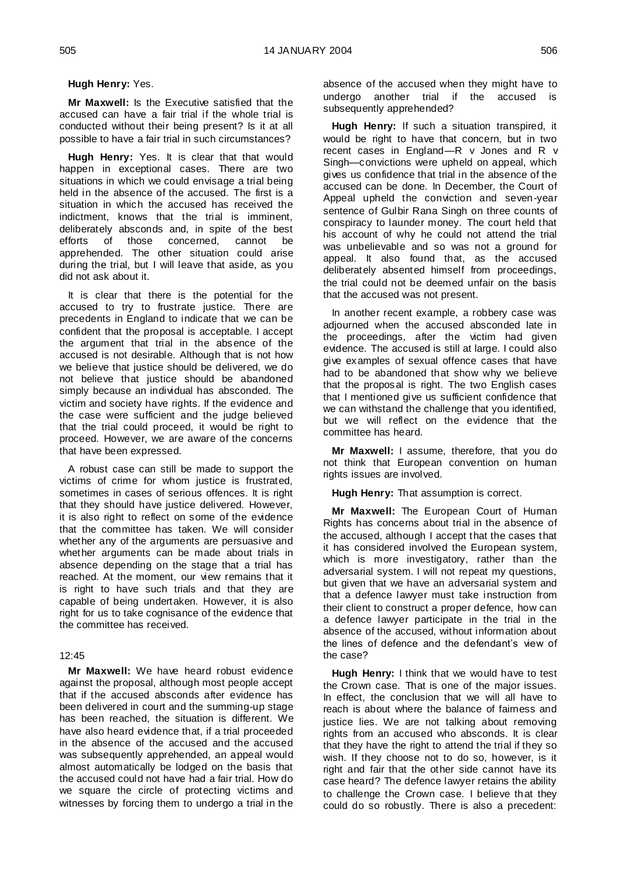**Hugh Henry:** Yes.

**Mr Maxwell:** Is the Executive satisfied that the accused can have a fair trial if the whole trial is conducted without their being present? Is it at all possible to have a fair trial in such circumstances?

**Hugh Henry:** Yes. It is clear that that would happen in exceptional cases. There are two situations in which we could envisage a trial being held in the absence of the accused. The first is a situation in which the accused has received the indictment, knows that the trial is imminent, deliberately absconds and, in spite of the best efforts of those concerned, cannot be apprehended. The other situation could arise during the trial, but I will leave that aside, as you did not ask about it.

It is clear that there is the potential for the accused to try to frustrate justice. There are precedents in England to indicate that we can be confident that the proposal is acceptable. I accept the argument that trial in the absence of the accused is not desirable. Although that is not how we believe that justice should be delivered, we do not believe that justice should be abandoned simply because an individual has absconded. The victim and society have rights. If the evidence and the case were sufficient and the judge believed that the trial could proceed, it would be right to proceed. However, we are aware of the concerns that have been expressed.

A robust case can still be made to support the victims of crime for whom justice is frustrated, sometimes in cases of serious offences. It is right that they should have justice delivered. However, it is also right to reflect on some of the evidence that the committee has taken. We will consider whether any of the arguments are persuasive and whether arguments can be made about trials in absence depending on the stage that a trial has reached. At the moment, our view remains that it is right to have such trials and that they are capable of being undertaken. However, it is also right for us to take cognisance of the evidence that the committee has received.

12:45

**Mr Maxwell:** We have heard robust evidence against the proposal, although most people accept that if the accused absconds after evidence has been delivered in court and the summing-up stage has been reached, the situation is different. We have also heard evidence that, if a trial proceeded in the absence of the accused and the accused was subsequently apprehended, an appeal would almost automatically be lodged on the basis that the accused could not have had a fair trial. How do we square the circle of protecting victims and witnesses by forcing them to undergo a trial in the absence of the accused when they might have to undergo another trial if the accused is subsequently apprehended?

**Hugh Henry:** If such a situation transpired, it would be right to have that concern, but in two recent cases in England—R v Jones and R v Singh—convictions were upheld on appeal, which gives us confidence that trial in the absence of the accused can be done. In December, the Court of Appeal upheld the conviction and seven-year sentence of Gulbir Rana Singh on three counts of conspiracy to launder money. The court held that his account of why he could not attend the trial was unbelievable and so was not a ground for appeal. It also found that, as the accused deliberately absented himself from proceedings, the trial could not be deemed unfair on the basis that the accused was not present.

In another recent example, a robbery case was adjourned when the accused absconded late in the proceedings, after the victim had given evidence. The accused is still at large. I could also give examples of sexual offence cases that have had to be abandoned that show why we believe that the proposal is right. The two English cases that I mentioned give us sufficient confidence that we can withstand the challenge that you identified, but we will reflect on the evidence that the committee has heard.

**Mr Maxwell:** I assume, therefore, that you do not think that European convention on human rights issues are involved.

**Hugh Henry:** That assumption is correct.

**Mr Maxwell:** The European Court of Human Rights has concerns about trial in the absence of the accused, although I accept that the cases that it has considered involved the European system, which is more investigatory, rather than the adversarial system. I will not repeat my questions, but given that we have an adversarial system and that a defence lawyer must take instruction from their client to construct a proper defence, how can a defence lawyer participate in the trial in the absence of the accused, without information about the lines of defence and the defendant's view of the case?

**Hugh Henry:** I think that we would have to test the Crown case. That is one of the major issues. In effect, the conclusion that we will all have to reach is about where the balance of fairness and justice lies. We are not talking about removing rights from an accused who absconds. It is clear that they have the right to attend the trial if they so wish. If they choose not to do so, however, is it right and fair that the other side cannot have its case heard? The defence lawyer retains the ability to challenge the Crown case. I believe that they could do so robustly. There is also a precedent: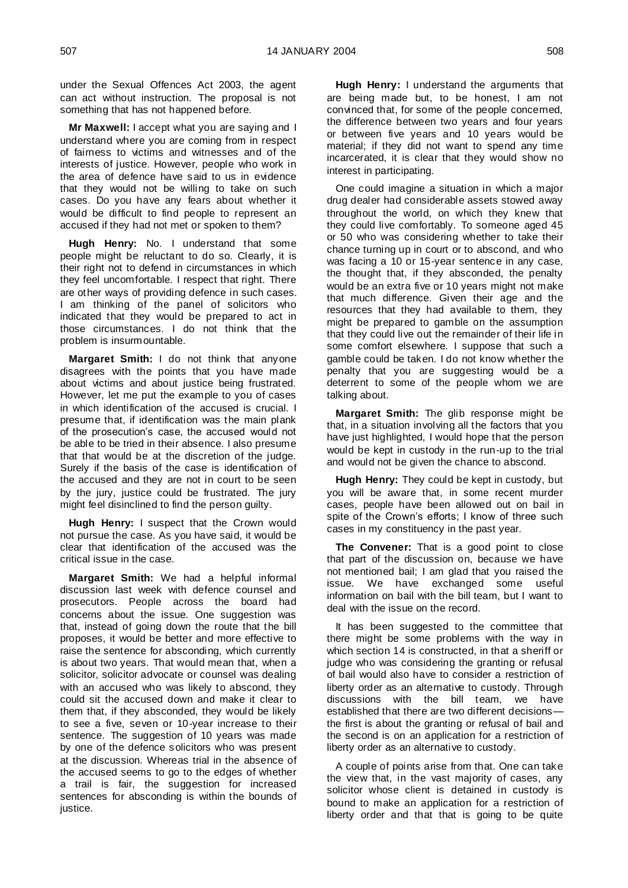under the Sexual Offences Act 2003, the agent can act without instruction. The proposal is not something that has not happened before.

**Mr Maxwell:** I accept what you are saying and I understand where you are coming from in respect of fairness to victims and witnesses and of the interests of justice. However, people who work in the area of defence have said to us in evidence that they would not be willing to take on such cases. Do you have any fears about whether it would be difficult to find people to represent an accused if they had not met or spoken to them?

**Hugh Henry:** No. I understand that some people might be reluctant to do so. Clearly, it is their right not to defend in circumstances in which they feel uncomfortable. I respect that right. There are other ways of providing defence in such cases. I am thinking of the panel of solicitors who indicated that they would be prepared to act in those circumstances. I do not think that the problem is insurmountable.

**Margaret Smith:** I do not think that anyone disagrees with the points that you have made about victims and about justice being frustrated. However, let me put the example to you of cases in which identification of the accused is crucial. I presume that, if identification was the main plank of the prosecution's case, the accused would not be able to be tried in their absence. I also presume that that would be at the discretion of the judge. Surely if the basis of the case is identification of the accused and they are not in court to be seen by the jury, justice could be frustrated. The jury might feel disinclined to find the person guilty.

**Hugh Henry:** I suspect that the Crown would not pursue the case. As you have said, it would be clear that identification of the accused was the critical issue in the case.

**Margaret Smith:** We had a helpful informal discussion last week with defence counsel and prosecutors. People across the board had concerns about the issue. One suggestion was that, instead of going down the route that the bill proposes, it would be better and more effective to raise the sentence for absconding, which currently is about two years. That would mean that, when a solicitor, solicitor advocate or counsel was dealing with an accused who was likely to abscond, they could sit the accused down and make it clear to them that, if they absconded, they would be likely to see a five, seven or 10-year increase to their sentence. The suggestion of 10 years was made by one of the defence solicitors who was present at the discussion. Whereas trial in the absence of the accused seems to go to the edges of whether a trail is fair, the suggestion for increased sentences for absconding is within the bounds of justice.

**Hugh Henry:** I understand the arguments that are being made but, to be honest, I am not convinced that, for some of the people concerned, the difference between two years and four years or between five years and 10 years would be material; if they did not want to spend any time incarcerated, it is clear that they would show no interest in participating.

One could imagine a situation in which a major drug dealer had considerable assets stowed away throughout the world, on which they knew that they could live comfortably. To someone aged 45 or 50 who was considering whether to take their chance turning up in court or to abscond, and who was facing a 10 or 15-year sentence in any case, the thought that, if they absconded, the penalty would be an extra five or 10 years might not make that much difference. Given their age and the resources that they had available to them, they might be prepared to gamble on the assumption that they could live out the remainder of their life in some comfort elsewhere. I suppose that such a gamble could be taken. I do not know whether the penalty that you are suggesting would be a deterrent to some of the people whom we are talking about.

**Margaret Smith:** The glib response might be that, in a situation involving all the factors that you have just highlighted, I would hope that the person would be kept in custody in the run-up to the trial and would not be given the chance to abscond.

**Hugh Henry:** They could be kept in custody, but you will be aware that, in some recent murder cases, people have been allowed out on bail in spite of the Crown's efforts; I know of three such cases in my constituency in the past year.

**The Convener:** That is a good point to close that part of the discussion on, because we have not mentioned bail; I am glad that you raised the issue. We have exchanged some useful information on bail with the bill team, but I want to deal with the issue on the record.

It has been suggested to the committee that there might be some problems with the way in which section 14 is constructed, in that a sheriff or judge who was considering the granting or refusal of bail would also have to consider a restriction of liberty order as an alternative to custody. Through discussions with the bill team, we have established that there are two different decisions— the first is about the granting or refusal of bail and the second is on an application for a restriction of liberty order as an alternative to custody.

A couple of points arise from that. One can take the view that, in the vast majority of cases, any solicitor whose client is detained in custody is bound to make an application for a restriction of liberty order and that that is going to be quite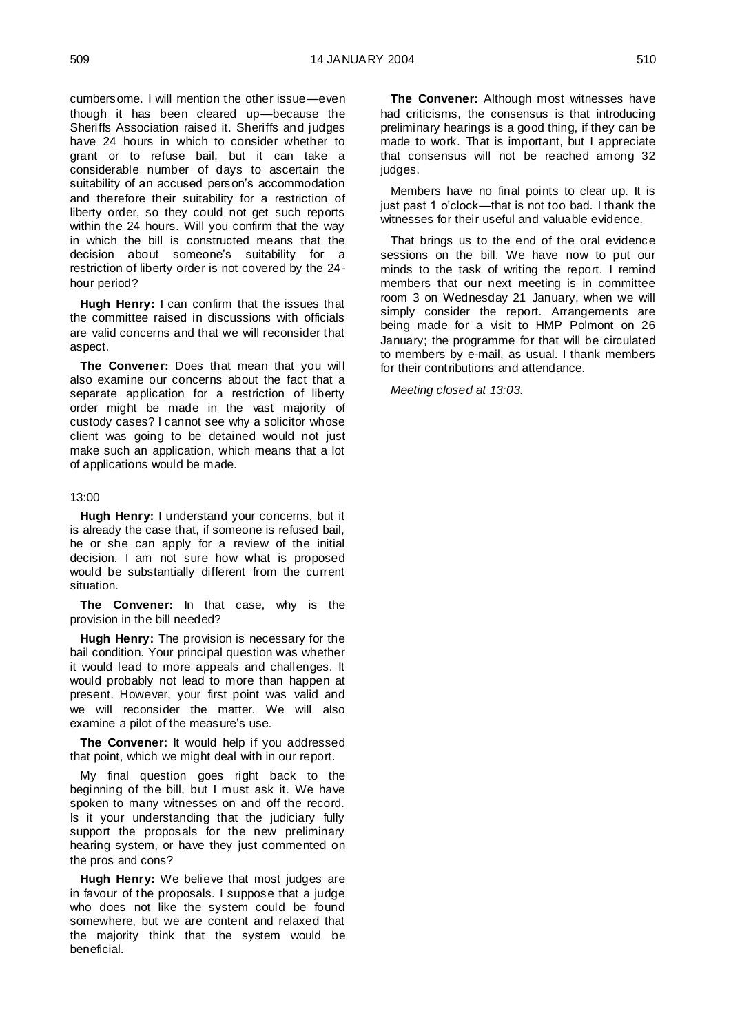cumbersome. I will mention the other issue—even though it has been cleared up—because the Sheriffs Association raised it. Sheriffs and judges have 24 hours in which to consider whether to grant or to refuse bail, but it can take a considerable number of days to ascertain the suitability of an accused person's accommodation and therefore their suitability for a restriction of liberty order, so they could not get such reports within the 24 hours. Will you confirm that the way in which the bill is constructed means that the decision about someone's suitability for a restriction of liberty order is not covered by the 24-hour period?

**Hugh Henry:** I can confirm that the issues that the committee raised in discussions with officials are valid concerns and that we will reconsider that aspect.

**The Convener:** Does that mean that you will also examine our concerns about the fact that a separate application for a restriction of liberty order might be made in the vast majority of custody cases? I cannot see why a solicitor whose client was going to be detained would not just make such an application, which means that a lot of applications would be made.

13:00

**Hugh Henry:** I understand your concerns, but it is already the case that, if someone is refused bail, he or she can apply for a review of the initial decision. I am not sure how what is proposed would be substantially different from the current situation.

**The Convener:** In that case, why is the provision in the bill needed?

**Hugh Henry:** The provision is necessary for the bail condition. Your principal question was whether it would lead to more appeals and challenges. It would probably not lead to more than happen at present. However, your first point was valid and we will reconsider the matter. We will also examine a pilot of the measure's use.

**The Convener:** It would help if you addressed that point, which we might deal with in our report.

My final question goes right back to the beginning of the bill, but I must ask it. We have spoken to many witnesses on and off the record. Is it your understanding that the judiciary fully support the proposals for the new preliminary hearing system, or have they just commented on the pros and cons?

**Hugh Henry:** We believe that most judges are in favour of the proposals. I suppose that a judge who does not like the system could be found somewhere, but we are content and relaxed that the majority think that the system would be beneficial.

**The Convener:** Although most witnesses have had criticisms, the consensus is that introducing preliminary hearings is a good thing, if they can be made to work. That is important, but I appreciate that consensus will not be reached among 32 judges.

Members have no final points to clear up. It is just past 1 o'clock—that is not too bad. I thank the witnesses for their useful and valuable evidence.

That brings us to the end of the oral evidence sessions on the bill. We have now to put our minds to the task of writing the report. I remind members that our next meeting is in committee room 3 on Wednesday 21 January, when we will simply consider the report. Arrangements are being made for a visit to HMP Polmont on 26 January; the programme for that will be circulated to members by e-mail, as usual. I thank members for their contributions and attendance.

*Meeting closed at 13:03.*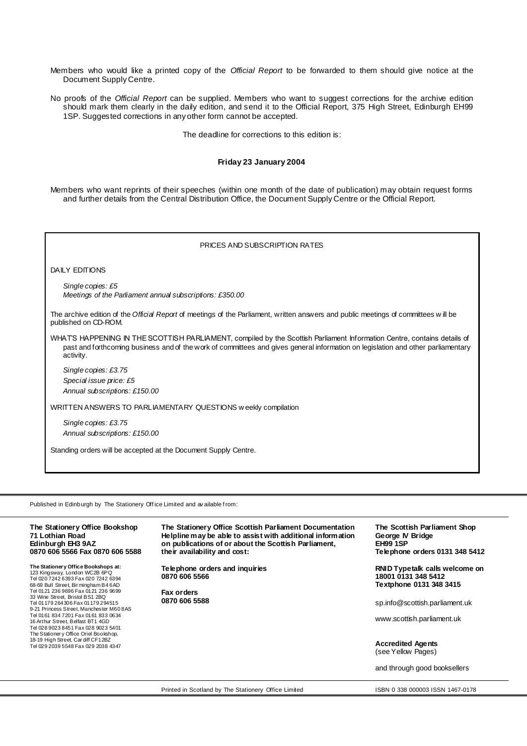Members who would like a printed copy of the *Official Report* to be forwarded to them should give notice at the Document Supply Centre.

No proofs of the *Official Report* can be supplied. Members who want to suggest corrections for the archive edition should mark them clearly in the daily edition, and send it to the Official Report, 375 High Street, Edinburgh EH99 1SP. Suggested corrections in any other form cannot be accepted.

The deadline for corrections to this edition is:

**Friday 23 January 2004**

Members who want reprints of their speeches (within one month of the date of publication) may obtain request forms and further details from the Central Distribution Office, the Document Supply Centre or the Official Report.

PRICES AND SUBSCRIPTION RATES

DAILY EDITIONS

*Single copies: £5*
*Meetings of the Parliament annual subscriptions: £350.00*

The archive edition of the *Official Report* of meetings of the Parliament, written answers and public meetings of committees will be published on CD-ROM.

WHAT'S HAPPENING IN THE SCOTTISH PARLIAMENT, compiled by the Scottish Parliament Information Centre, contains details of past and forthcoming business and of the work of committees and gives general information on legislation and other parliamentary activity.

*Single copies: £3.75*
*Special issue price: £5*
*Annual subscriptions: £150.00*

WRITTEN ANSWERS TO PARLIAMENTARY QUESTIONS weekly compilation

*Single copies: £3.75*
*Annual subscriptions: £150.00*

Standing orders will be accepted at the Document Supply Centre.

Published in Edinburgh by The Stationery Office Limited and available from:

**The Stationery Office Bookshop**
**71 Lothian Road**
**Edinburgh EH3 9AZ**
**0870 606 5566 Fax 0870 606 5588**

**The Stationery Office Bookshops at:**
123 Kingsway, London WC2B 6PQ
Tel 020 7242 6393 Fax 020 7242 6394
68-69 Bull Street, Birmingham B4 6AD
Tel 0121 236 9696 Fax 0121 236 9699
33 Wine Street, Bristol BS1 2BQ
Tel 01179 264306 Fax 01179 294515
9-21 Princess Street, Manchester M60 8AS
Tel 0161 834 7201 Fax 0161 833 0634
16 Arthur Street, Belfast BT1 4GD
Tel 028 9023 8451 Fax 028 9023 5401
The Stationery Office Oriel Bookshop,
18-19 High Street, Cardiff CF12BZ
Tel 029 2039 5548 Fax 029 2038 4347

**The Stationery Office Scottish Parliament Documentation Helpline may be able to assist with additional information on publications of or about the Scottish Parliament, their availability and cost:**

**Telephone orders and inquiries**
**0870 606 5566**

**Fax orders**
**0870 606 5588**

**The Scottish Parliament Shop**
**George IV Bridge**
**EH99 1SP**
**Telephone orders 0131 348 5412**

**RNID Typetalk calls welcome on**
**18001 0131 348 5412**
**Textphone 0131 348 3415**

sp.info@scottish.parliament.uk

www.scottish.parliament.uk

**Accredited Agents**
(see Yellow Pages)

and through good booksellers

Printed in Scotland by The Stationery Office Limited

ISBN 0 338 000003 ISSN 1467-0178